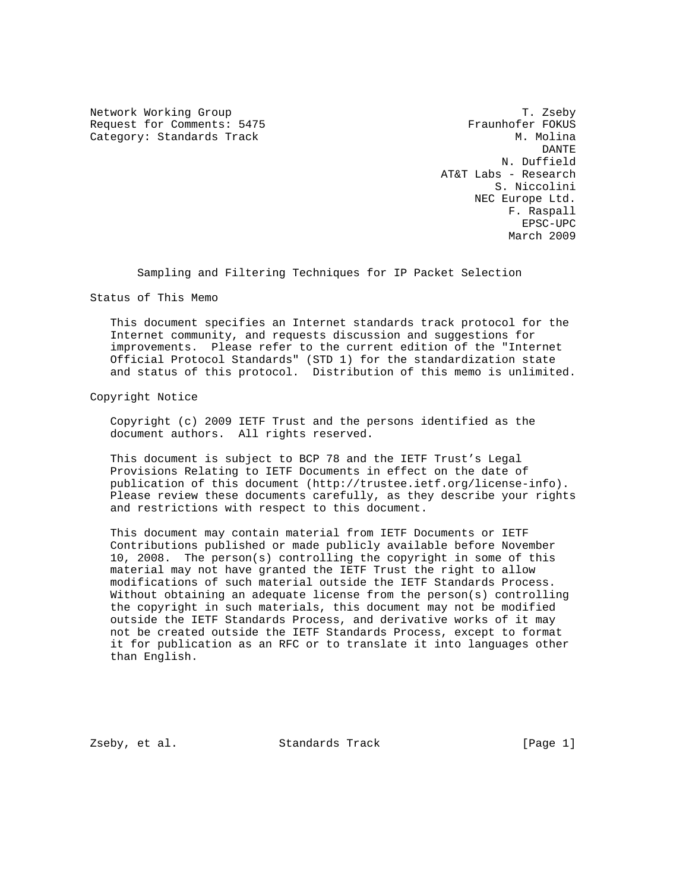Network Working Group
Request for Comments: 5475
Category: Standards Track

T. Zseby
Fraunhofer FOKUS
M. Molina
DANTE
N. Duffield
AT&T Labs - Research
S. Niccolini
NEC Europe Ltd.
F. Raspall
EPSC-UPC
March 2009

# Sampling and Filtering Techniques for IP Packet Selection

## Status of This Memo

This document specifies an Internet standards track protocol for the Internet community, and requests discussion and suggestions for improvements. Please refer to the current edition of the "Internet Official Protocol Standards" (STD 1) for the standardization state and status of this protocol. Distribution of this memo is unlimited.

## Copyright Notice

Copyright (c) 2009 IETF Trust and the persons identified as the document authors. All rights reserved.

This document is subject to BCP 78 and the IETF Trust's Legal Provisions Relating to IETF Documents in effect on the date of publication of this document (http://trustee.ietf.org/license-info). Please review these documents carefully, as they describe your rights and restrictions with respect to this document.

This document may contain material from IETF Documents or IETF Contributions published or made publicly available before November 10, 2008. The person(s) controlling the copyright in some of this material may not have granted the IETF Trust the right to allow modifications of such material outside the IETF Standards Process. Without obtaining an adequate license from the person(s) controlling the copyright in such materials, this document may not be modified outside the IETF Standards Process, and derivative works of it may not be created outside the IETF Standards Process, except to format it for publication as an RFC or to translate it into languages other than English.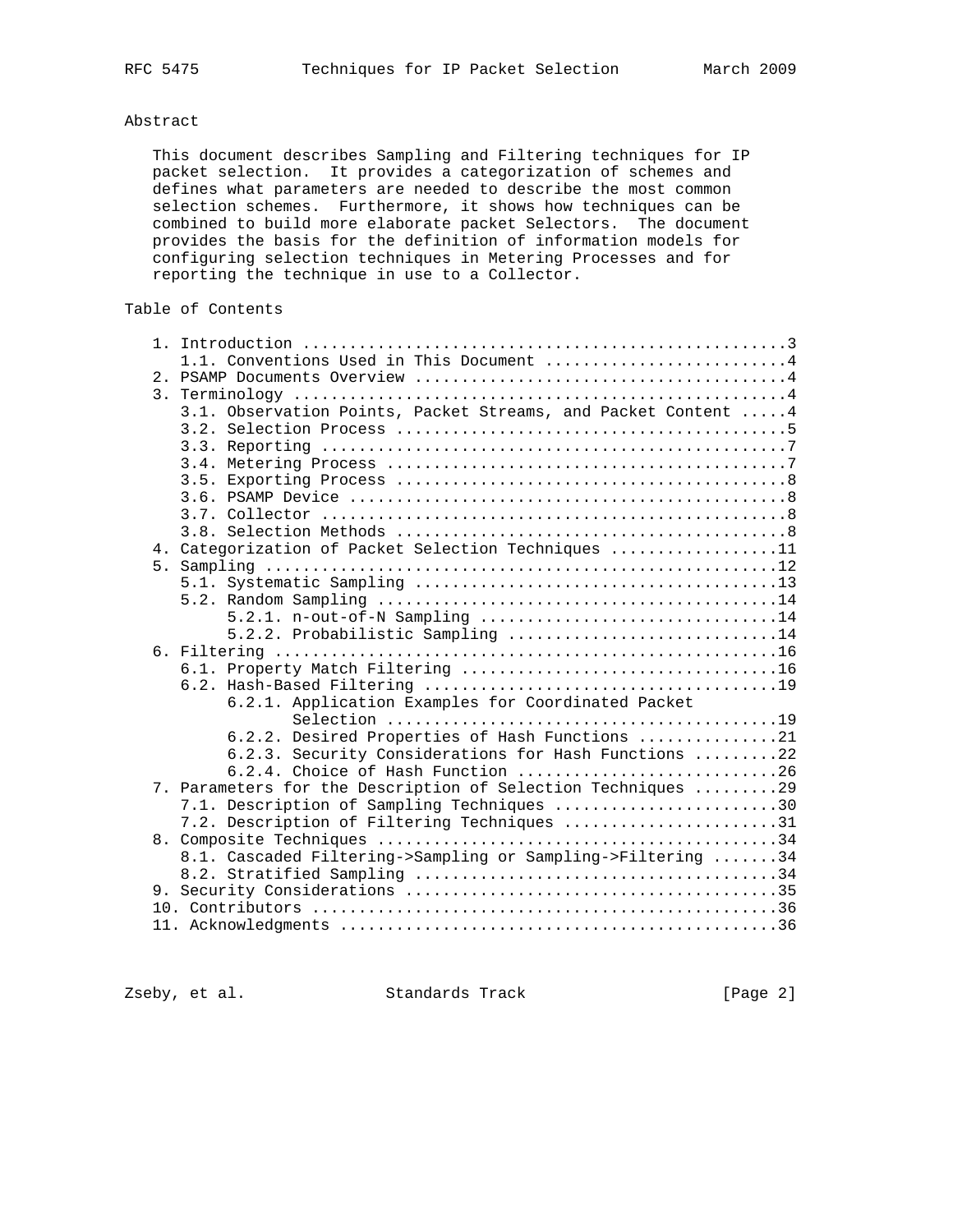## Abstract

This document describes Sampling and Filtering techniques for IP packet selection. It provides a categorization of schemes and defines what parameters are needed to describe the most common selection schemes. Furthermore, it shows how techniques can be combined to build more elaborate packet Selectors. The document provides the basis for the definition of information models for configuring selection techniques in Metering Processes and for reporting the technique in use to a Collector.

## Table of Contents

```
   1. Introduction ....................................................3
      1.1. Conventions Used in This Document ..........................4
   2. PSAMP Documents Overview ........................................4
   3. Terminology .....................................................4
      3.1. Observation Points, Packet Streams, and Packet Content .....4
      3.2. Selection Process ..........................................5
      3.3. Reporting ..................................................7
      3.4. Metering Process ...........................................7
      3.5. Exporting Process ..........................................8
      3.6. PSAMP Device ...............................................8
      3.7. Collector ..................................................8
      3.8. Selection Methods ..........................................8
   4. Categorization of Packet Selection Techniques ..................11
   5. Sampling .......................................................12
      5.1. Systematic Sampling .......................................13
      5.2. Random Sampling ...........................................14
           5.2.1. n-out-of-N Sampling ................................14
           5.2.2. Probabilistic Sampling .............................14
   6. Filtering ......................................................16
      6.1. Property Match Filtering ..................................16
      6.2. Hash-Based Filtering ......................................19
           6.2.1. Application Examples for Coordinated Packet
                  Selection ..........................................19
           6.2.2. Desired Properties of Hash Functions ...............21
           6.2.3. Security Considerations for Hash Functions .........22
           6.2.4. Choice of Hash Function ............................26
   7. Parameters for the Description of Selection Techniques .........29
      7.1. Description of Sampling Techniques ........................30
      7.2. Description of Filtering Techniques .......................31
   8. Composite Techniques ...........................................34
      8.1. Cascaded Filtering->Sampling or Sampling->Filtering .......34
      8.2. Stratified Sampling .......................................34
   9. Security Considerations ........................................35
   10. Contributors ..................................................36
   11. Acknowledgments ...............................................36
```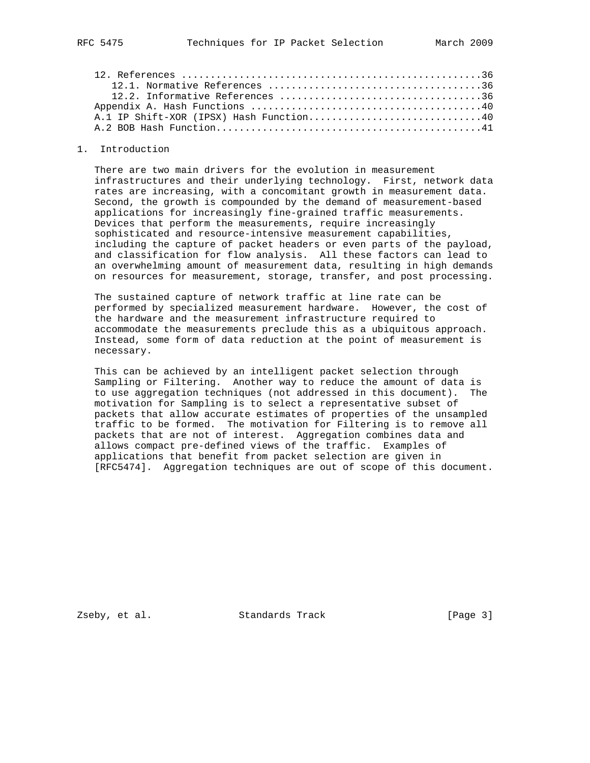12. References ....................................................36
    12.1. Normative References ....................................36
    12.2. Informative References ..................................36
Appendix A. Hash Functions ........................................40
A.1 IP Shift-XOR (IPSX) Hash Function..............................40
A.2 BOB Hash Function..............................................41

# 1. Introduction

There are two main drivers for the evolution in measurement infrastructures and their underlying technology. First, network data rates are increasing, with a concomitant growth in measurement data. Second, the growth is compounded by the demand of measurement-based applications for increasingly fine-grained traffic measurements. Devices that perform the measurements, require increasingly sophisticated and resource-intensive measurement capabilities, including the capture of packet headers or even parts of the payload, and classification for flow analysis. All these factors can lead to an overwhelming amount of measurement data, resulting in high demands on resources for measurement, storage, transfer, and post processing.

The sustained capture of network traffic at line rate can be performed by specialized measurement hardware. However, the cost of the hardware and the measurement infrastructure required to accommodate the measurements preclude this as a ubiquitous approach. Instead, some form of data reduction at the point of measurement is necessary.

This can be achieved by an intelligent packet selection through Sampling or Filtering. Another way to reduce the amount of data is to use aggregation techniques (not addressed in this document). The motivation for Sampling is to select a representative subset of packets that allow accurate estimates of properties of the unsampled traffic to be formed. The motivation for Filtering is to remove all packets that are not of interest. Aggregation combines data and allows compact pre-defined views of the traffic. Examples of applications that benefit from packet selection are given in [RFC5474]. Aggregation techniques are out of scope of this document.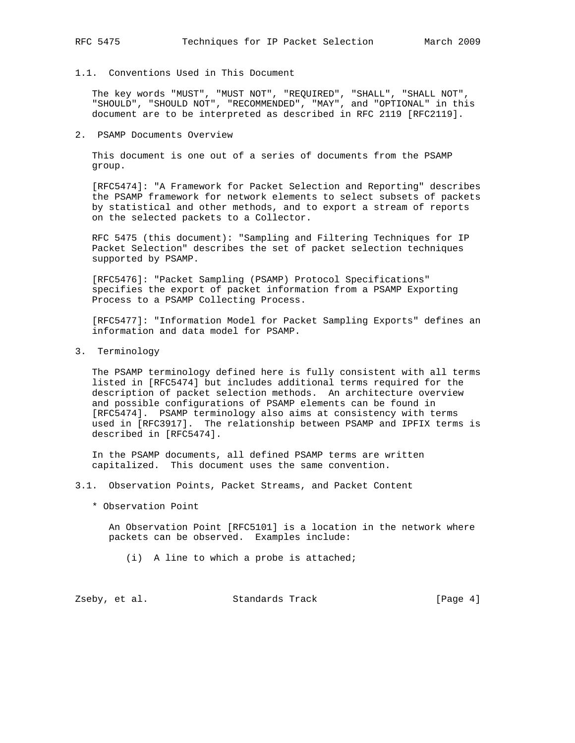### 1.1. Conventions Used in This Document

The key words "MUST", "MUST NOT", "REQUIRED", "SHALL", "SHALL NOT", "SHOULD", "SHOULD NOT", "RECOMMENDED", "MAY", and "OPTIONAL" in this document are to be interpreted as described in RFC 2119 [RFC2119].

## 2. PSAMP Documents Overview

This document is one out of a series of documents from the PSAMP group.

[RFC5474]: "A Framework for Packet Selection and Reporting" describes the PSAMP framework for network elements to select subsets of packets by statistical and other methods, and to export a stream of reports on the selected packets to a Collector.

RFC 5475 (this document): "Sampling and Filtering Techniques for IP Packet Selection" describes the set of packet selection techniques supported by PSAMP.

[RFC5476]: "Packet Sampling (PSAMP) Protocol Specifications" specifies the export of packet information from a PSAMP Exporting Process to a PSAMP Collecting Process.

[RFC5477]: "Information Model for Packet Sampling Exports" defines an information and data model for PSAMP.

## 3. Terminology

The PSAMP terminology defined here is fully consistent with all terms listed in [RFC5474] but includes additional terms required for the description of packet selection methods. An architecture overview and possible configurations of PSAMP elements can be found in [RFC5474]. PSAMP terminology also aims at consistency with terms used in [RFC3917]. The relationship between PSAMP and IPFIX terms is described in [RFC5474].

In the PSAMP documents, all defined PSAMP terms are written capitalized. This document uses the same convention.

### 3.1. Observation Points, Packet Streams, and Packet Content

* Observation Point

  An Observation Point [RFC5101] is a location in the network where packets can be observed. Examples include:

  (i) A line to which a probe is attached;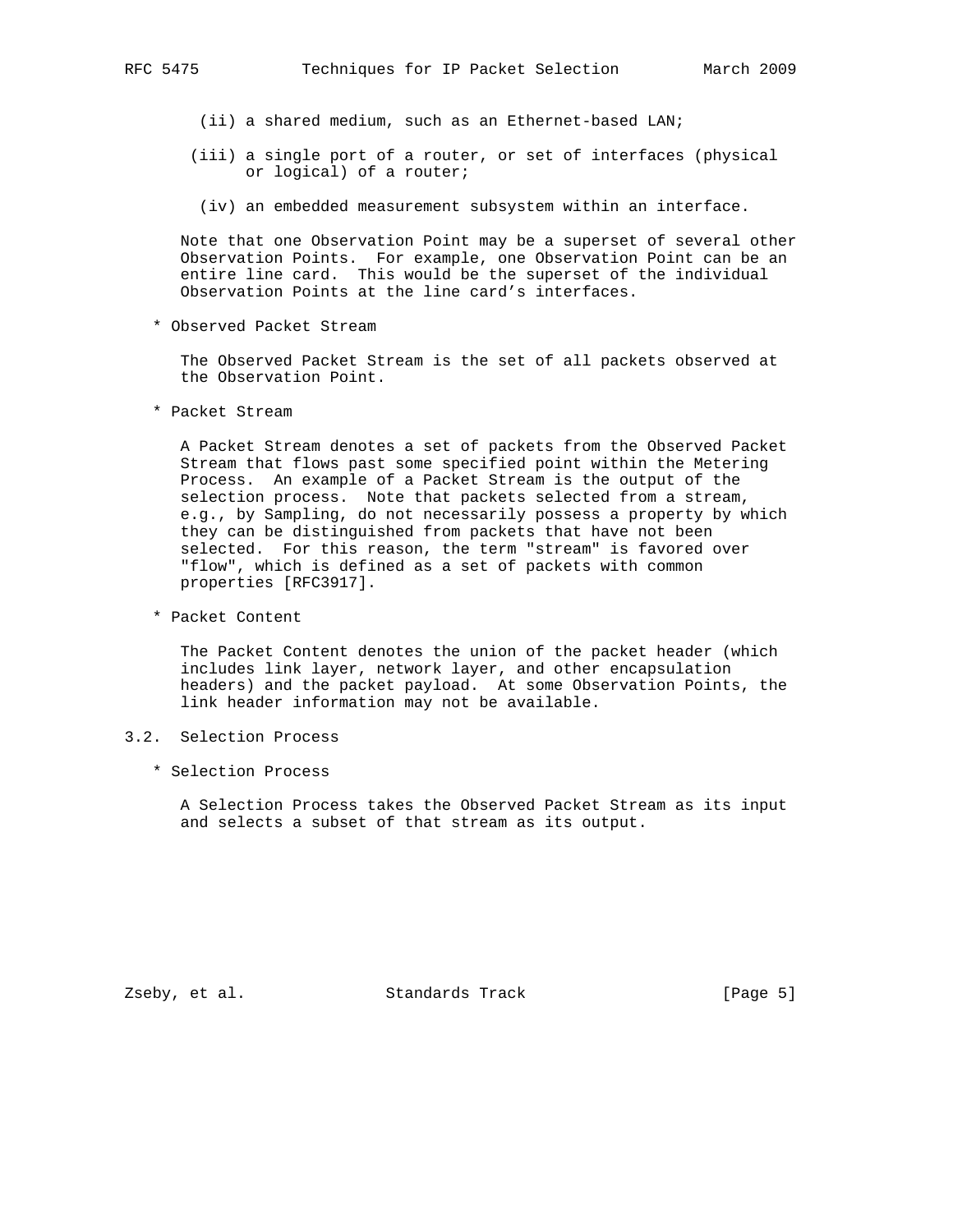(ii) a shared medium, such as an Ethernet-based LAN;

(iii) a single port of a router, or set of interfaces (physical or logical) of a router;

(iv) an embedded measurement subsystem within an interface.

Note that one Observation Point may be a superset of several other Observation Points. For example, one Observation Point can be an entire line card. This would be the superset of the individual Observation Points at the line card's interfaces.

* Observed Packet Stream

  The Observed Packet Stream is the set of all packets observed at the Observation Point.

* Packet Stream

  A Packet Stream denotes a set of packets from the Observed Packet Stream that flows past some specified point within the Metering Process. An example of a Packet Stream is the output of the selection process. Note that packets selected from a stream, e.g., by Sampling, do not necessarily possess a property by which they can be distinguished from packets that have not been selected. For this reason, the term "stream" is favored over "flow", which is defined as a set of packets with common properties [RFC3917].

* Packet Content

  The Packet Content denotes the union of the packet header (which includes link layer, network layer, and other encapsulation headers) and the packet payload. At some Observation Points, the link header information may not be available.

## 3.2. Selection Process

* Selection Process

  A Selection Process takes the Observed Packet Stream as its input and selects a subset of that stream as its output.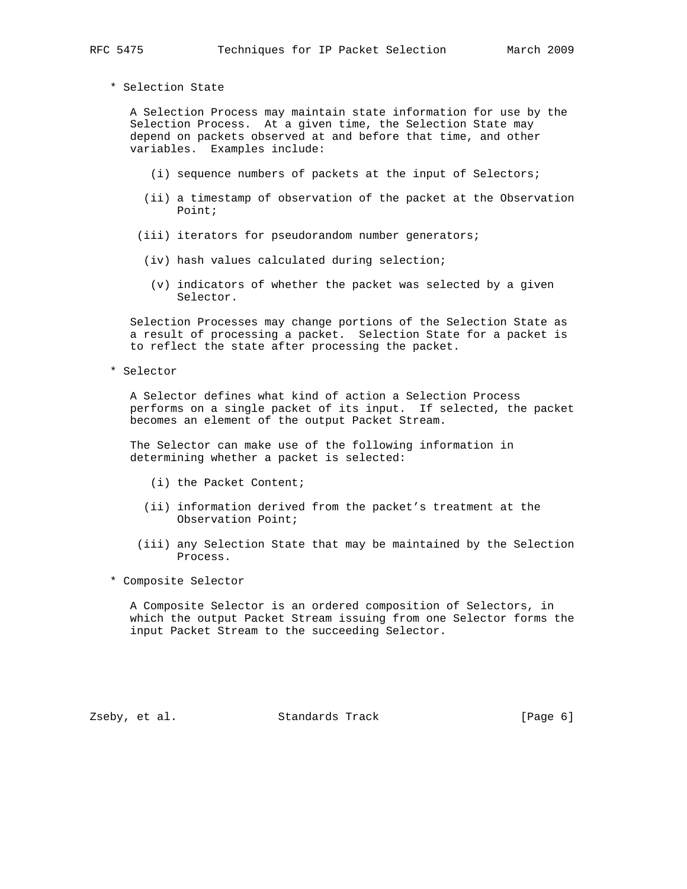* Selection State

  A Selection Process may maintain state information for use by the Selection Process. At a given time, the Selection State may depend on packets observed at and before that time, and other variables. Examples include:

  (i) sequence numbers of packets at the input of Selectors;

  (ii) a timestamp of observation of the packet at the Observation Point;

  (iii) iterators for pseudorandom number generators;

  (iv) hash values calculated during selection;

  (v) indicators of whether the packet was selected by a given Selector.

  Selection Processes may change portions of the Selection State as a result of processing a packet. Selection State for a packet is to reflect the state after processing the packet.

* Selector

  A Selector defines what kind of action a Selection Process performs on a single packet of its input. If selected, the packet becomes an element of the output Packet Stream.

  The Selector can make use of the following information in determining whether a packet is selected:

  (i) the Packet Content;

  (ii) information derived from the packet's treatment at the Observation Point;

  (iii) any Selection State that may be maintained by the Selection Process.

* Composite Selector

  A Composite Selector is an ordered composition of Selectors, in which the output Packet Stream issuing from one Selector forms the input Packet Stream to the succeeding Selector.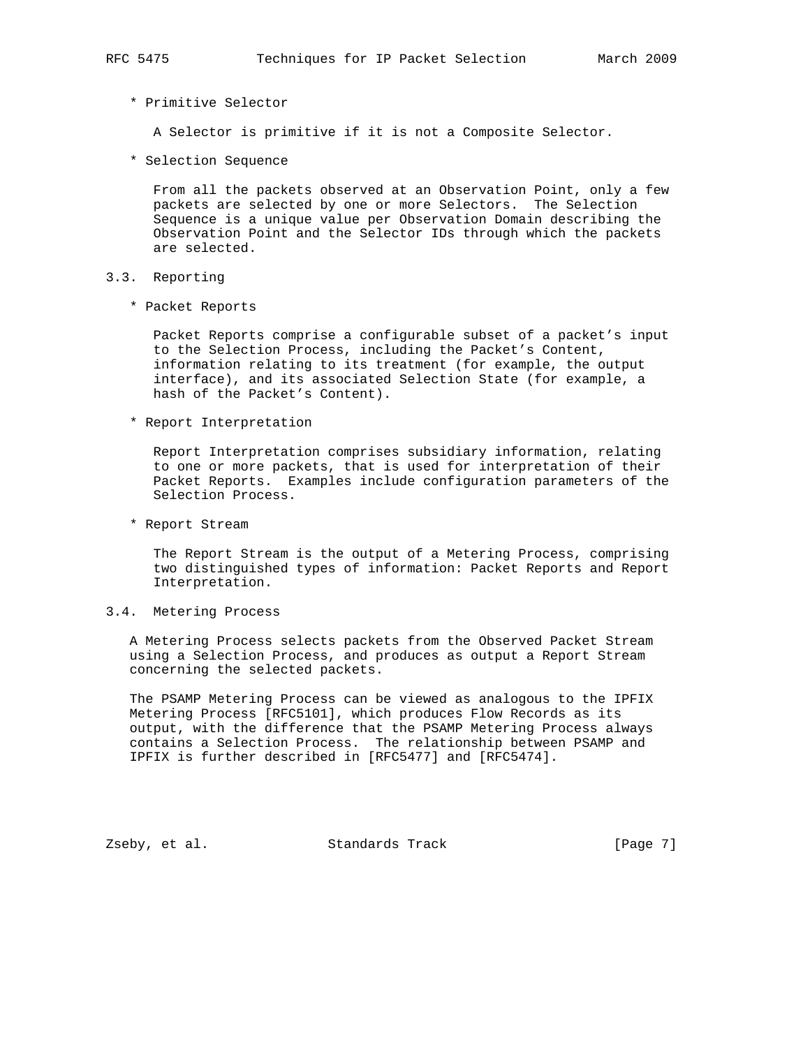* Primitive Selector

  A Selector is primitive if it is not a Composite Selector.

* Selection Sequence

  From all the packets observed at an Observation Point, only a few packets are selected by one or more Selectors. The Selection Sequence is a unique value per Observation Domain describing the Observation Point and the Selector IDs through which the packets are selected.

### 3.3. Reporting

* Packet Reports

  Packet Reports comprise a configurable subset of a packet's input to the Selection Process, including the Packet's Content, information relating to its treatment (for example, the output interface), and its associated Selection State (for example, a hash of the Packet's Content).

* Report Interpretation

  Report Interpretation comprises subsidiary information, relating to one or more packets, that is used for interpretation of their Packet Reports. Examples include configuration parameters of the Selection Process.

* Report Stream

  The Report Stream is the output of a Metering Process, comprising two distinguished types of information: Packet Reports and Report Interpretation.

### 3.4. Metering Process

A Metering Process selects packets from the Observed Packet Stream using a Selection Process, and produces as output a Report Stream concerning the selected packets.

The PSAMP Metering Process can be viewed as analogous to the IPFIX Metering Process [RFC5101], which produces Flow Records as its output, with the difference that the PSAMP Metering Process always contains a Selection Process. The relationship between PSAMP and IPFIX is further described in [RFC5477] and [RFC5474].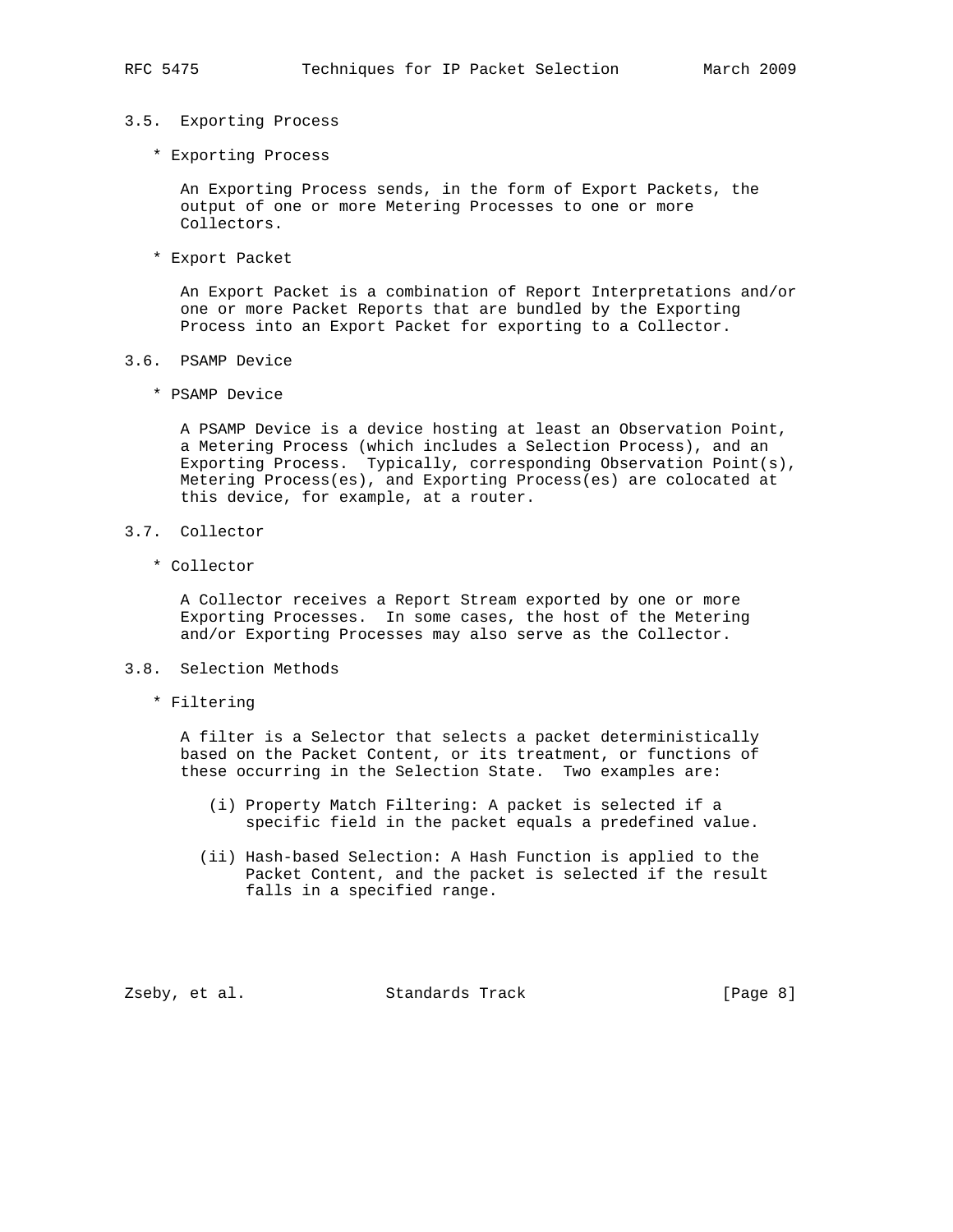## 3.5. Exporting Process

* Exporting Process

  An Exporting Process sends, in the form of Export Packets, the output of one or more Metering Processes to one or more Collectors.

* Export Packet

  An Export Packet is a combination of Report Interpretations and/or one or more Packet Reports that are bundled by the Exporting Process into an Export Packet for exporting to a Collector.

## 3.6. PSAMP Device

* PSAMP Device

  A PSAMP Device is a device hosting at least an Observation Point, a Metering Process (which includes a Selection Process), and an Exporting Process. Typically, corresponding Observation Point(s), Metering Process(es), and Exporting Process(es) are colocated at this device, for example, at a router.

## 3.7. Collector

* Collector

  A Collector receives a Report Stream exported by one or more Exporting Processes. In some cases, the host of the Metering and/or Exporting Processes may also serve as the Collector.

## 3.8. Selection Methods

* Filtering

  A filter is a Selector that selects a packet deterministically based on the Packet Content, or its treatment, or functions of these occurring in the Selection State. Two examples are:

  (i) Property Match Filtering: A packet is selected if a specific field in the packet equals a predefined value.

  (ii) Hash-based Selection: A Hash Function is applied to the Packet Content, and the packet is selected if the result falls in a specified range.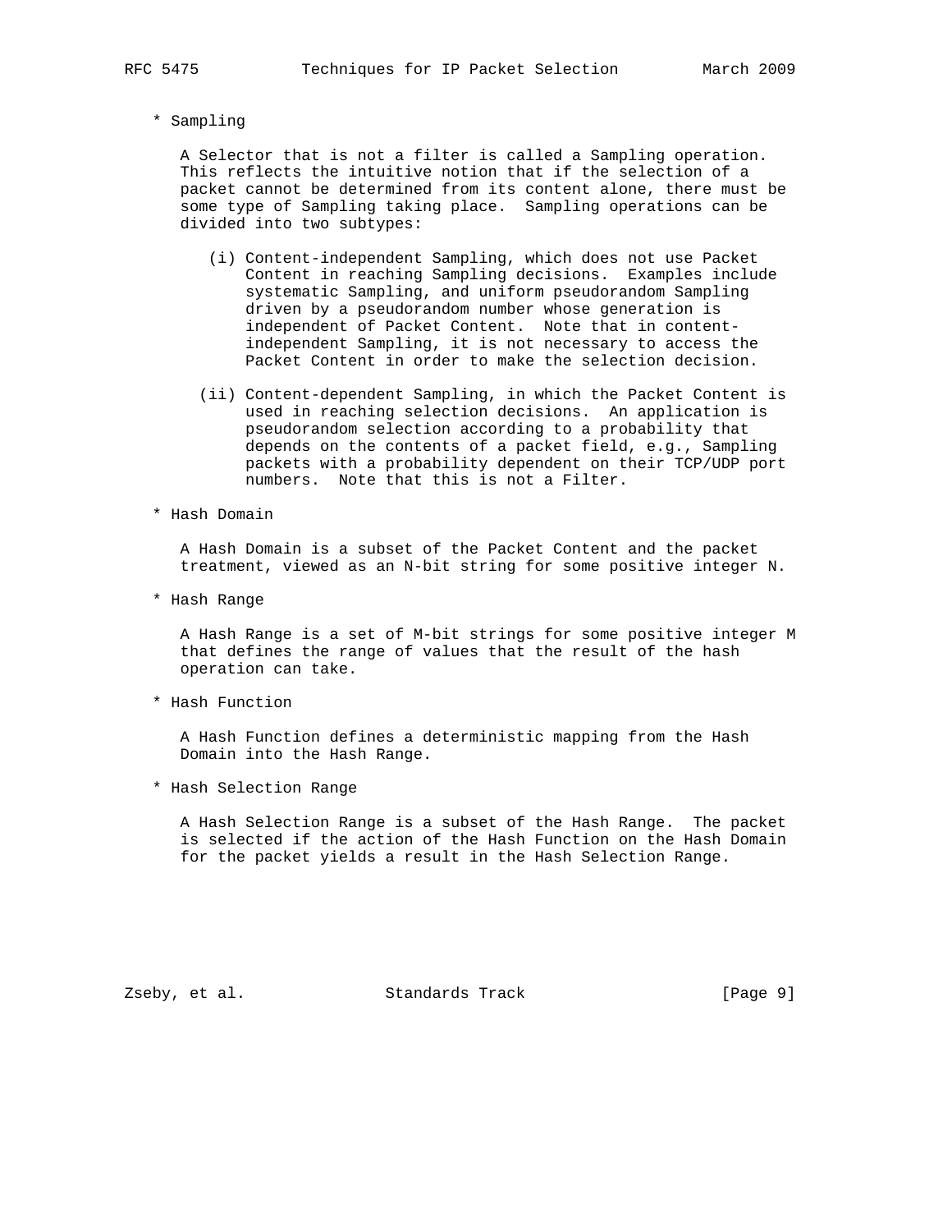* Sampling

  A Selector that is not a filter is called a Sampling operation. This reflects the intuitive notion that if the selection of a packet cannot be determined from its content alone, there must be some type of Sampling taking place. Sampling operations can be divided into two subtypes:

  (i) Content-independent Sampling, which does not use Packet Content in reaching Sampling decisions. Examples include systematic Sampling, and uniform pseudorandom Sampling driven by a pseudorandom number whose generation is independent of Packet Content. Note that in content-independent Sampling, it is not necessary to access the Packet Content in order to make the selection decision.

  (ii) Content-dependent Sampling, in which the Packet Content is used in reaching selection decisions. An application is pseudorandom selection according to a probability that depends on the contents of a packet field, e.g., Sampling packets with a probability dependent on their TCP/UDP port numbers. Note that this is not a Filter.

* Hash Domain

  A Hash Domain is a subset of the Packet Content and the packet treatment, viewed as an N-bit string for some positive integer N.

* Hash Range

  A Hash Range is a set of M-bit strings for some positive integer M that defines the range of values that the result of the hash operation can take.

* Hash Function

  A Hash Function defines a deterministic mapping from the Hash Domain into the Hash Range.

* Hash Selection Range

  A Hash Selection Range is a subset of the Hash Range. The packet is selected if the action of the Hash Function on the Hash Domain for the packet yields a result in the Hash Selection Range.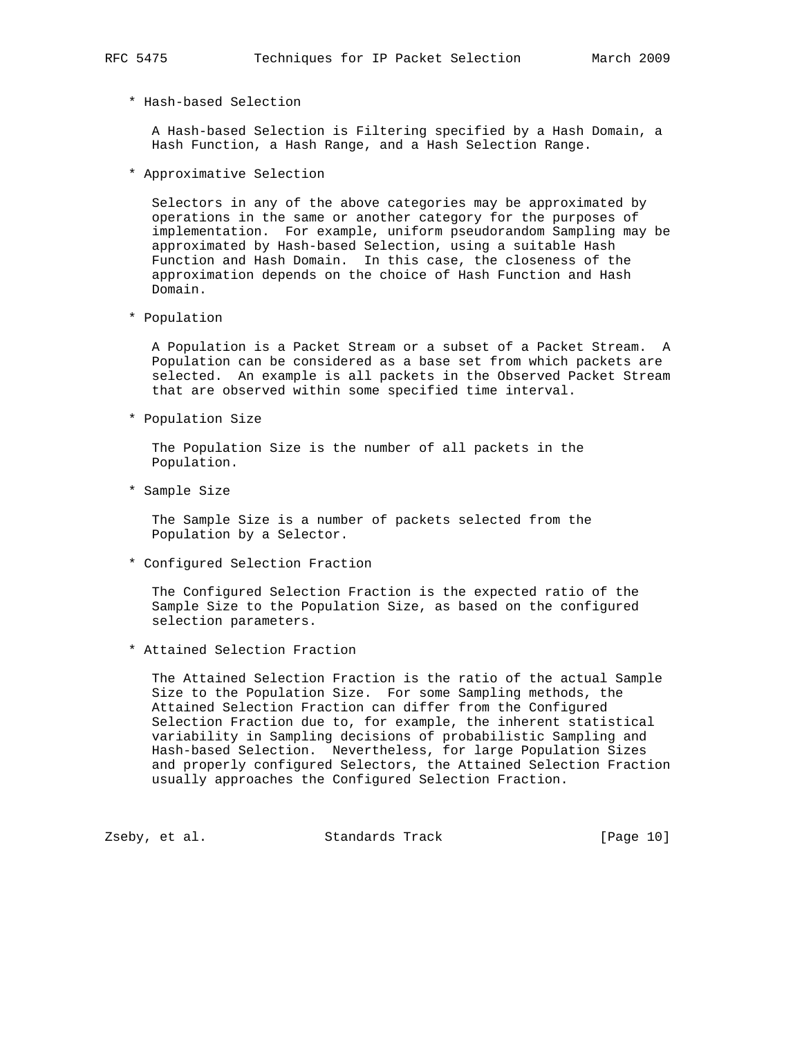* Hash-based Selection

  A Hash-based Selection is Filtering specified by a Hash Domain, a Hash Function, a Hash Range, and a Hash Selection Range.

* Approximative Selection

  Selectors in any of the above categories may be approximated by operations in the same or another category for the purposes of implementation. For example, uniform pseudorandom Sampling may be approximated by Hash-based Selection, using a suitable Hash Function and Hash Domain. In this case, the closeness of the approximation depends on the choice of Hash Function and Hash Domain.

* Population

  A Population is a Packet Stream or a subset of a Packet Stream. A Population can be considered as a base set from which packets are selected. An example is all packets in the Observed Packet Stream that are observed within some specified time interval.

* Population Size

  The Population Size is the number of all packets in the Population.

* Sample Size

  The Sample Size is a number of packets selected from the Population by a Selector.

* Configured Selection Fraction

  The Configured Selection Fraction is the expected ratio of the Sample Size to the Population Size, as based on the configured selection parameters.

* Attained Selection Fraction

  The Attained Selection Fraction is the ratio of the actual Sample Size to the Population Size. For some Sampling methods, the Attained Selection Fraction can differ from the Configured Selection Fraction due to, for example, the inherent statistical variability in Sampling decisions of probabilistic Sampling and Hash-based Selection. Nevertheless, for large Population Sizes and properly configured Selectors, the Attained Selection Fraction usually approaches the Configured Selection Fraction.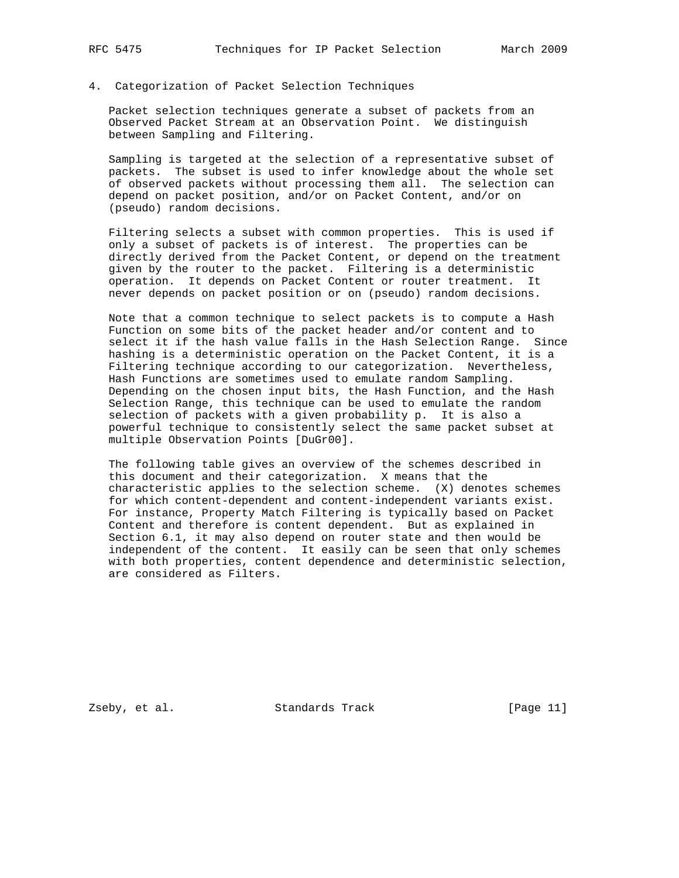# 4. Categorization of Packet Selection Techniques

Packet selection techniques generate a subset of packets from an Observed Packet Stream at an Observation Point. We distinguish between Sampling and Filtering.

Sampling is targeted at the selection of a representative subset of packets. The subset is used to infer knowledge about the whole set of observed packets without processing them all. The selection can depend on packet position, and/or on Packet Content, and/or on (pseudo) random decisions.

Filtering selects a subset with common properties. This is used if only a subset of packets is of interest. The properties can be directly derived from the Packet Content, or depend on the treatment given by the router to the packet. Filtering is a deterministic operation. It depends on Packet Content or router treatment. It never depends on packet position or on (pseudo) random decisions.

Note that a common technique to select packets is to compute a Hash Function on some bits of the packet header and/or content and to select it if the hash value falls in the Hash Selection Range. Since hashing is a deterministic operation on the Packet Content, it is a Filtering technique according to our categorization. Nevertheless, Hash Functions are sometimes used to emulate random Sampling. Depending on the chosen input bits, the Hash Function, and the Hash Selection Range, this technique can be used to emulate the random selection of packets with a given probability p. It is also a powerful technique to consistently select the same packet subset at multiple Observation Points [DuGr00].

The following table gives an overview of the schemes described in this document and their categorization. X means that the characteristic applies to the selection scheme. (X) denotes schemes for which content-dependent and content-independent variants exist. For instance, Property Match Filtering is typically based on Packet Content and therefore is content dependent. But as explained in Section 6.1, it may also depend on router state and then would be independent of the content. It easily can be seen that only schemes with both properties, content dependence and deterministic selection, are considered as Filters.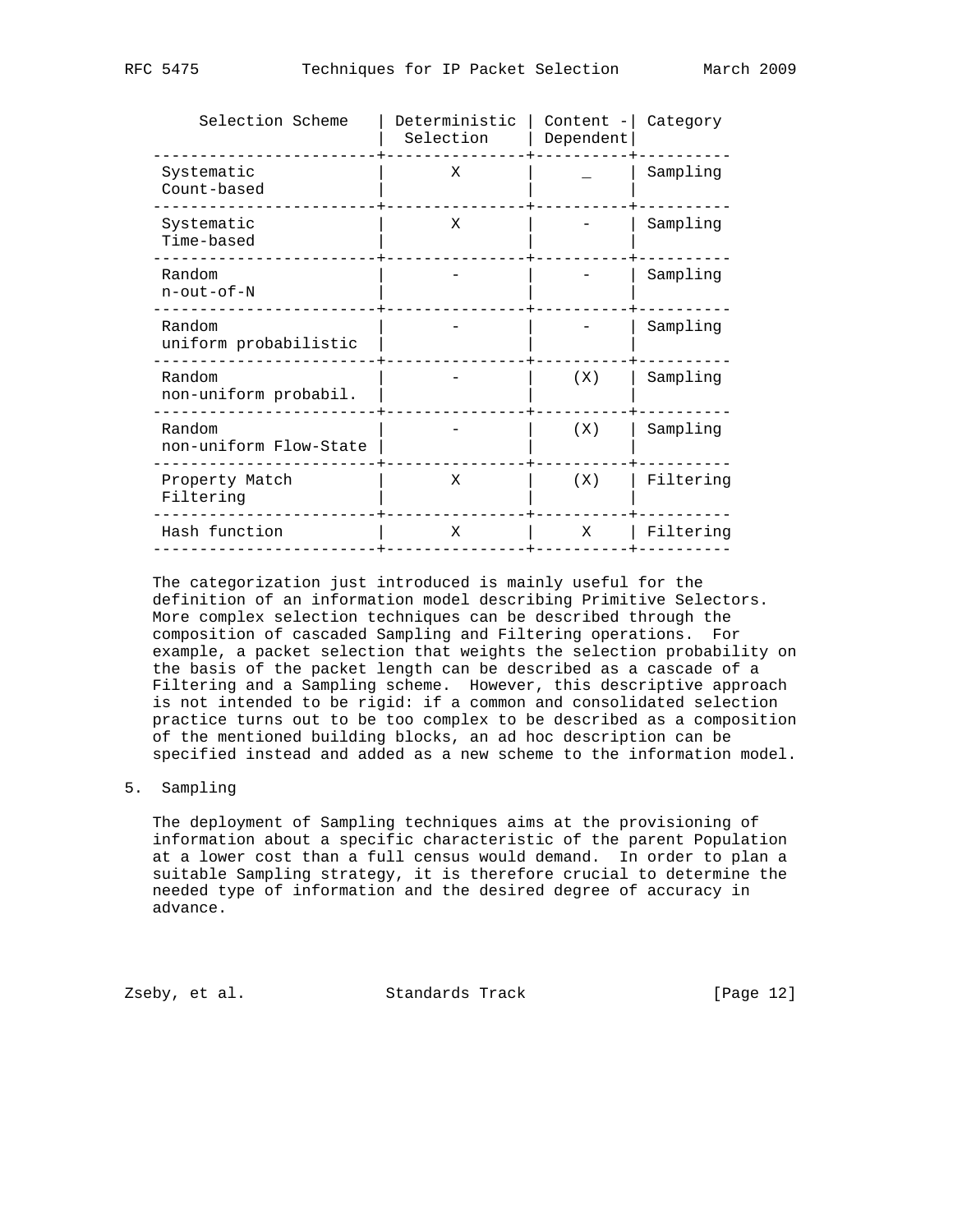| Selection Scheme | Deterministic Selection | Content - Dependent | Category |
|---|---|---|---|
| Systematic Count-based | X | _ | Sampling |
| Systematic Time-based | X | - | Sampling |
| Random n-out-of-N | - | - | Sampling |
| Random uniform probabilistic | - | - | Sampling |
| Random non-uniform probabil. | - | (X) | Sampling |
| Random non-uniform Flow-State | - | (X) | Sampling |
| Property Match Filtering | X | (X) | Filtering |
| Hash function | X | X | Filtering |

The categorization just introduced is mainly useful for the definition of an information model describing Primitive Selectors. More complex selection techniques can be described through the composition of cascaded Sampling and Filtering operations. For example, a packet selection that weights the selection probability on the basis of the packet length can be described as a cascade of a Filtering and a Sampling scheme. However, this descriptive approach is not intended to be rigid: if a common and consolidated selection practice turns out to be too complex to be described as a composition of the mentioned building blocks, an ad hoc description can be specified instead and added as a new scheme to the information model.

## 5. Sampling

The deployment of Sampling techniques aims at the provisioning of information about a specific characteristic of the parent Population at a lower cost than a full census would demand. In order to plan a suitable Sampling strategy, it is therefore crucial to determine the needed type of information and the desired degree of accuracy in advance.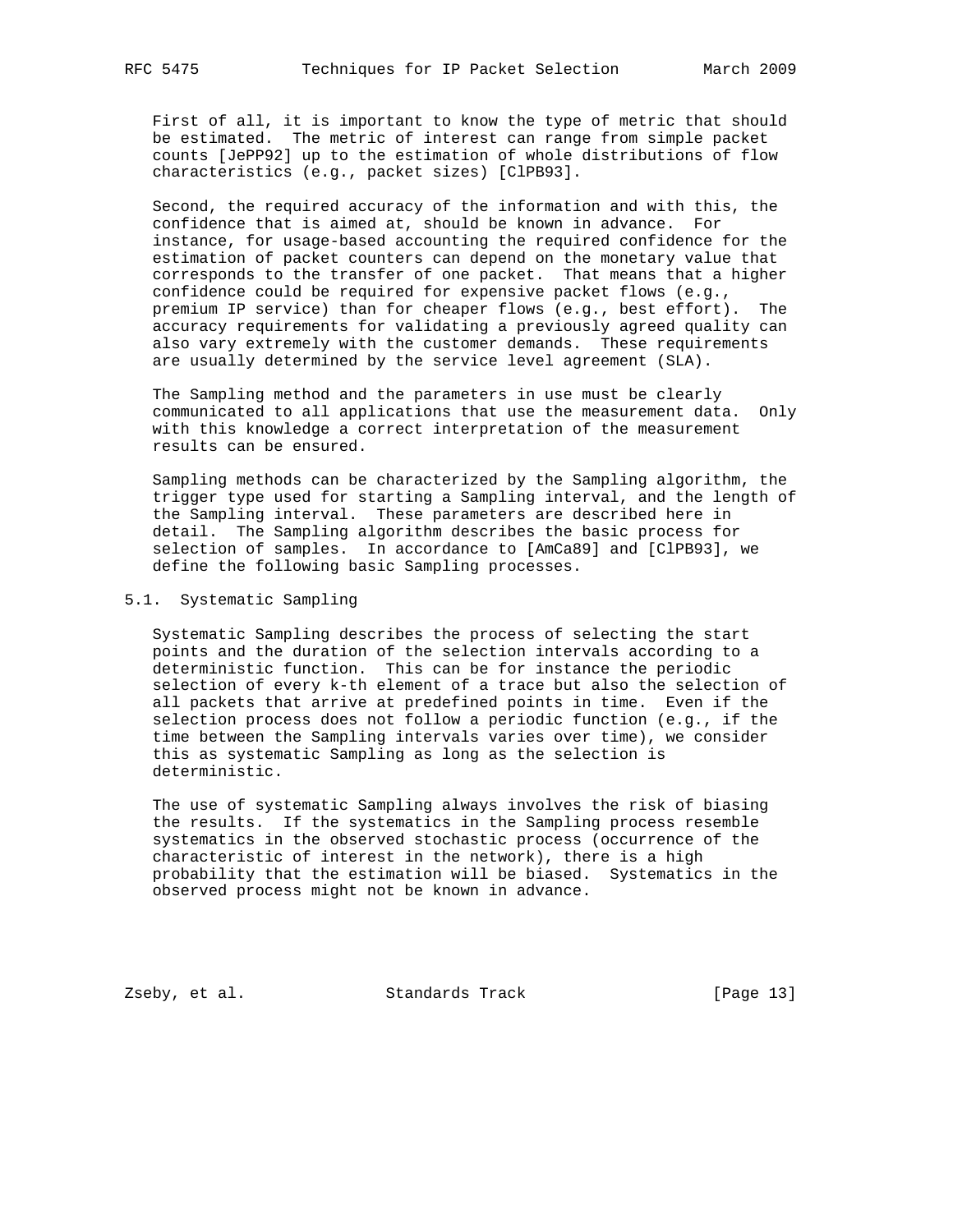First of all, it is important to know the type of metric that should be estimated. The metric of interest can range from simple packet counts [JePP92] up to the estimation of whole distributions of flow characteristics (e.g., packet sizes) [ClPB93].

Second, the required accuracy of the information and with this, the confidence that is aimed at, should be known in advance. For instance, for usage-based accounting the required confidence for the estimation of packet counters can depend on the monetary value that corresponds to the transfer of one packet. That means that a higher confidence could be required for expensive packet flows (e.g., premium IP service) than for cheaper flows (e.g., best effort). The accuracy requirements for validating a previously agreed quality can also vary extremely with the customer demands. These requirements are usually determined by the service level agreement (SLA).

The Sampling method and the parameters in use must be clearly communicated to all applications that use the measurement data. Only with this knowledge a correct interpretation of the measurement results can be ensured.

Sampling methods can be characterized by the Sampling algorithm, the trigger type used for starting a Sampling interval, and the length of the Sampling interval. These parameters are described here in detail. The Sampling algorithm describes the basic process for selection of samples. In accordance to [AmCa89] and [ClPB93], we define the following basic Sampling processes.

## 5.1. Systematic Sampling

Systematic Sampling describes the process of selecting the start points and the duration of the selection intervals according to a deterministic function. This can be for instance the periodic selection of every k-th element of a trace but also the selection of all packets that arrive at predefined points in time. Even if the selection process does not follow a periodic function (e.g., if the time between the Sampling intervals varies over time), we consider this as systematic Sampling as long as the selection is deterministic.

The use of systematic Sampling always involves the risk of biasing the results. If the systematics in the Sampling process resemble systematics in the observed stochastic process (occurrence of the characteristic of interest in the network), there is a high probability that the estimation will be biased. Systematics in the observed process might not be known in advance.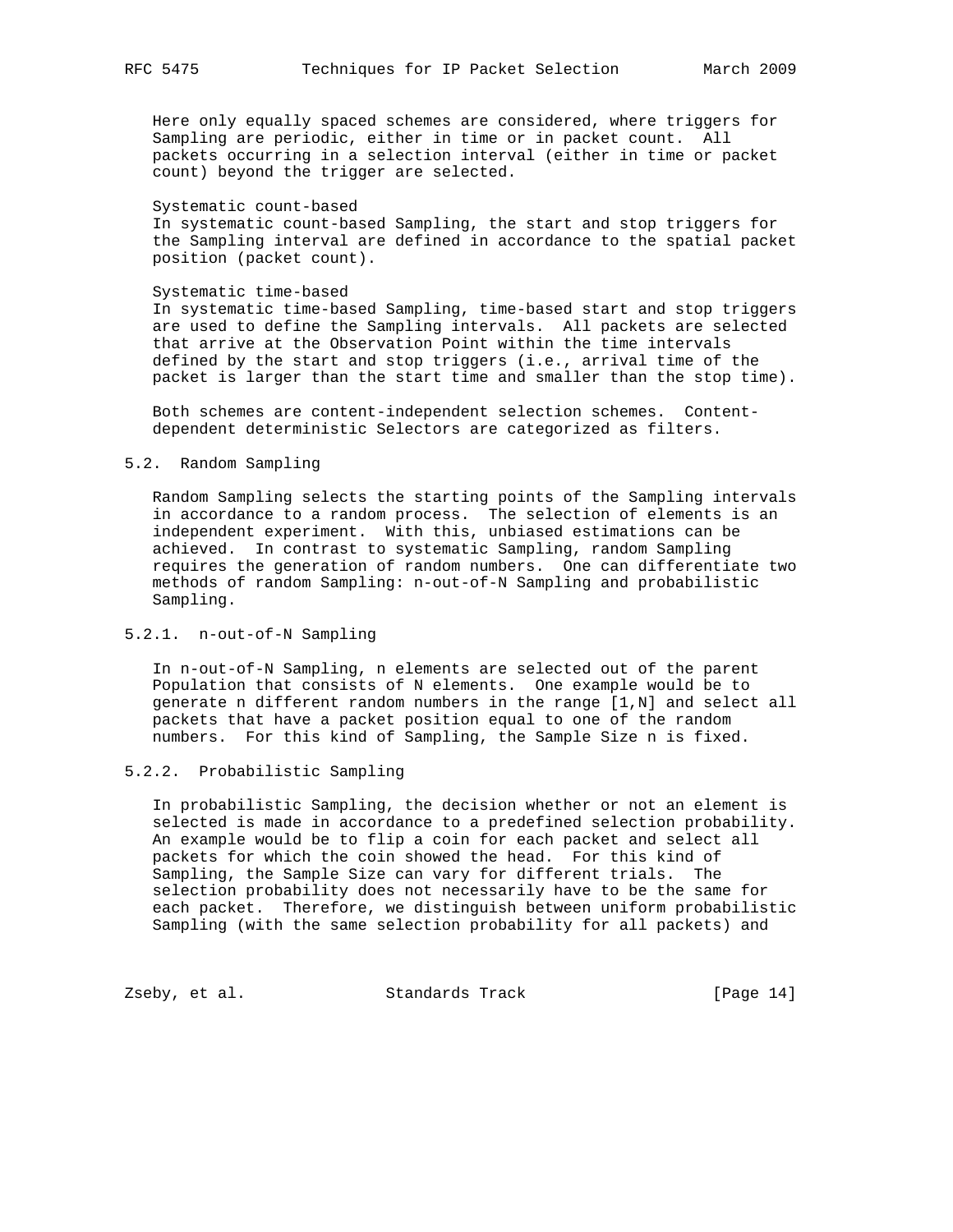Here only equally spaced schemes are considered, where triggers for Sampling are periodic, either in time or in packet count. All packets occurring in a selection interval (either in time or packet count) beyond the trigger are selected.

Systematic count-based
In systematic count-based Sampling, the start and stop triggers for the Sampling interval are defined in accordance to the spatial packet position (packet count).

Systematic time-based
In systematic time-based Sampling, time-based start and stop triggers are used to define the Sampling intervals. All packets are selected that arrive at the Observation Point within the time intervals defined by the start and stop triggers (i.e., arrival time of the packet is larger than the start time and smaller than the stop time).

Both schemes are content-independent selection schemes. Content-dependent deterministic Selectors are categorized as filters.

### 5.2. Random Sampling

Random Sampling selects the starting points of the Sampling intervals in accordance to a random process. The selection of elements is an independent experiment. With this, unbiased estimations can be achieved. In contrast to systematic Sampling, random Sampling requires the generation of random numbers. One can differentiate two methods of random Sampling: n-out-of-N Sampling and probabilistic Sampling.

#### 5.2.1. n-out-of-N Sampling

In n-out-of-N Sampling, n elements are selected out of the parent Population that consists of N elements. One example would be to generate n different random numbers in the range [1,N] and select all packets that have a packet position equal to one of the random numbers. For this kind of Sampling, the Sample Size n is fixed.

#### 5.2.2. Probabilistic Sampling

In probabilistic Sampling, the decision whether or not an element is selected is made in accordance to a predefined selection probability. An example would be to flip a coin for each packet and select all packets for which the coin showed the head. For this kind of Sampling, the Sample Size can vary for different trials. The selection probability does not necessarily have to be the same for each packet. Therefore, we distinguish between uniform probabilistic Sampling (with the same selection probability for all packets) and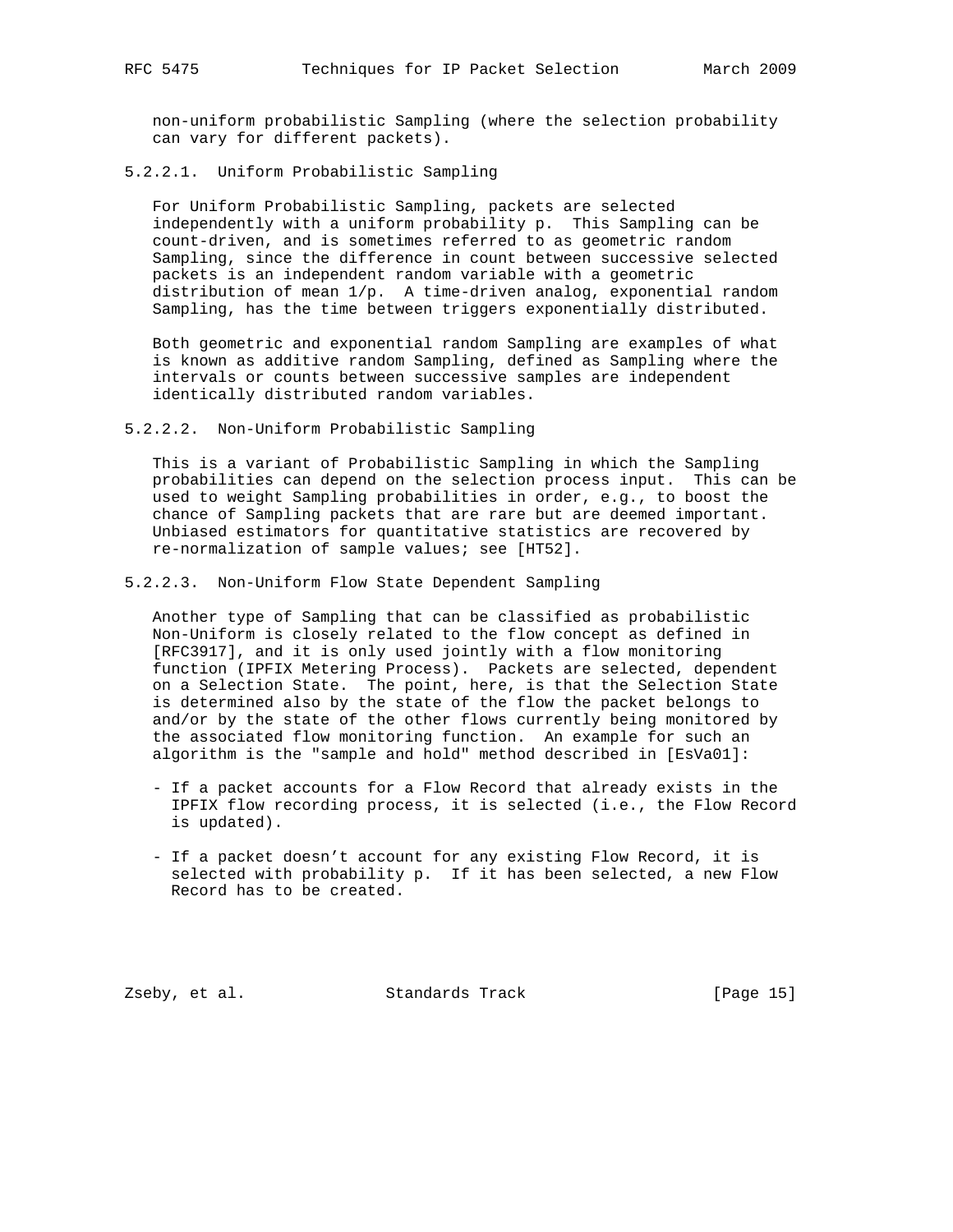non-uniform probabilistic Sampling (where the selection probability can vary for different packets).

#### 5.2.2.1. Uniform Probabilistic Sampling

For Uniform Probabilistic Sampling, packets are selected independently with a uniform probability p. This Sampling can be count-driven, and is sometimes referred to as geometric random Sampling, since the difference in count between successive selected packets is an independent random variable with a geometric distribution of mean 1/p. A time-driven analog, exponential random Sampling, has the time between triggers exponentially distributed.

Both geometric and exponential random Sampling are examples of what is known as additive random Sampling, defined as Sampling where the intervals or counts between successive samples are independent identically distributed random variables.

#### 5.2.2.2. Non-Uniform Probabilistic Sampling

This is a variant of Probabilistic Sampling in which the Sampling probabilities can depend on the selection process input. This can be used to weight Sampling probabilities in order, e.g., to boost the chance of Sampling packets that are rare but are deemed important. Unbiased estimators for quantitative statistics are recovered by re-normalization of sample values; see [HT52].

#### 5.2.2.3. Non-Uniform Flow State Dependent Sampling

Another type of Sampling that can be classified as probabilistic Non-Uniform is closely related to the flow concept as defined in [RFC3917], and it is only used jointly with a flow monitoring function (IPFIX Metering Process). Packets are selected, dependent on a Selection State. The point, here, is that the Selection State is determined also by the state of the flow the packet belongs to and/or by the state of the other flows currently being monitored by the associated flow monitoring function. An example for such an algorithm is the "sample and hold" method described in [EsVa01]:

- If a packet accounts for a Flow Record that already exists in the IPFIX flow recording process, it is selected (i.e., the Flow Record is updated).

- If a packet doesn't account for any existing Flow Record, it is selected with probability p. If it has been selected, a new Flow Record has to be created.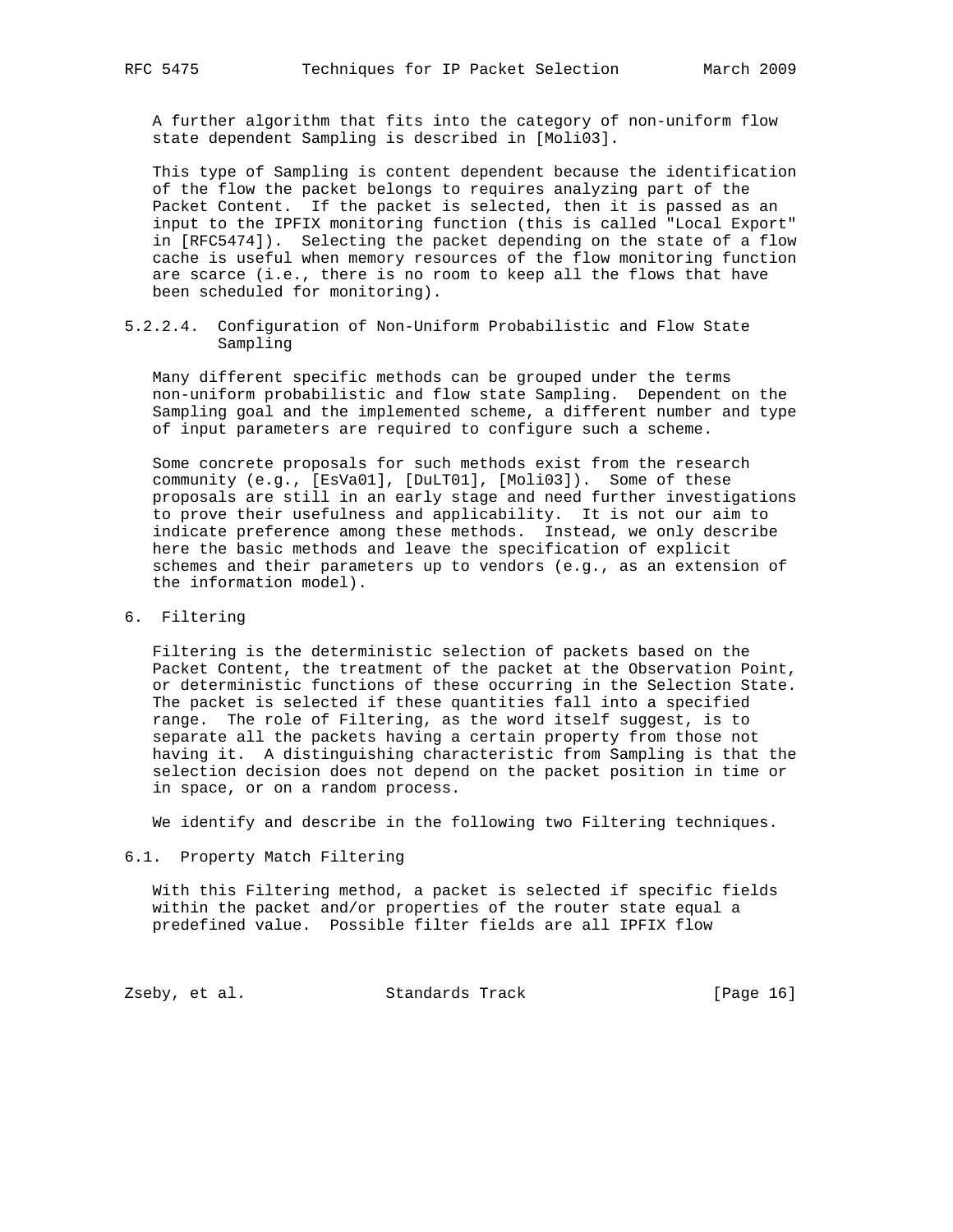A further algorithm that fits into the category of non-uniform flow state dependent Sampling is described in [Moli03].

This type of Sampling is content dependent because the identification of the flow the packet belongs to requires analyzing part of the Packet Content. If the packet is selected, then it is passed as an input to the IPFIX monitoring function (this is called "Local Export" in [RFC5474]). Selecting the packet depending on the state of a flow cache is useful when memory resources of the flow monitoring function are scarce (i.e., there is no room to keep all the flows that have been scheduled for monitoring).

#### 5.2.2.4. Configuration of Non-Uniform Probabilistic and Flow State Sampling

Many different specific methods can be grouped under the terms non-uniform probabilistic and flow state Sampling. Dependent on the Sampling goal and the implemented scheme, a different number and type of input parameters are required to configure such a scheme.

Some concrete proposals for such methods exist from the research community (e.g., [EsVa01], [DuLT01], [Moli03]). Some of these proposals are still in an early stage and need further investigations to prove their usefulness and applicability. It is not our aim to indicate preference among these methods. Instead, we only describe here the basic methods and leave the specification of explicit schemes and their parameters up to vendors (e.g., as an extension of the information model).

## 6. Filtering

Filtering is the deterministic selection of packets based on the Packet Content, the treatment of the packet at the Observation Point, or deterministic functions of these occurring in the Selection State. The packet is selected if these quantities fall into a specified range. The role of Filtering, as the word itself suggest, is to separate all the packets having a certain property from those not having it. A distinguishing characteristic from Sampling is that the selection decision does not depend on the packet position in time or in space, or on a random process.

We identify and describe in the following two Filtering techniques.

### 6.1. Property Match Filtering

With this Filtering method, a packet is selected if specific fields within the packet and/or properties of the router state equal a predefined value. Possible filter fields are all IPFIX flow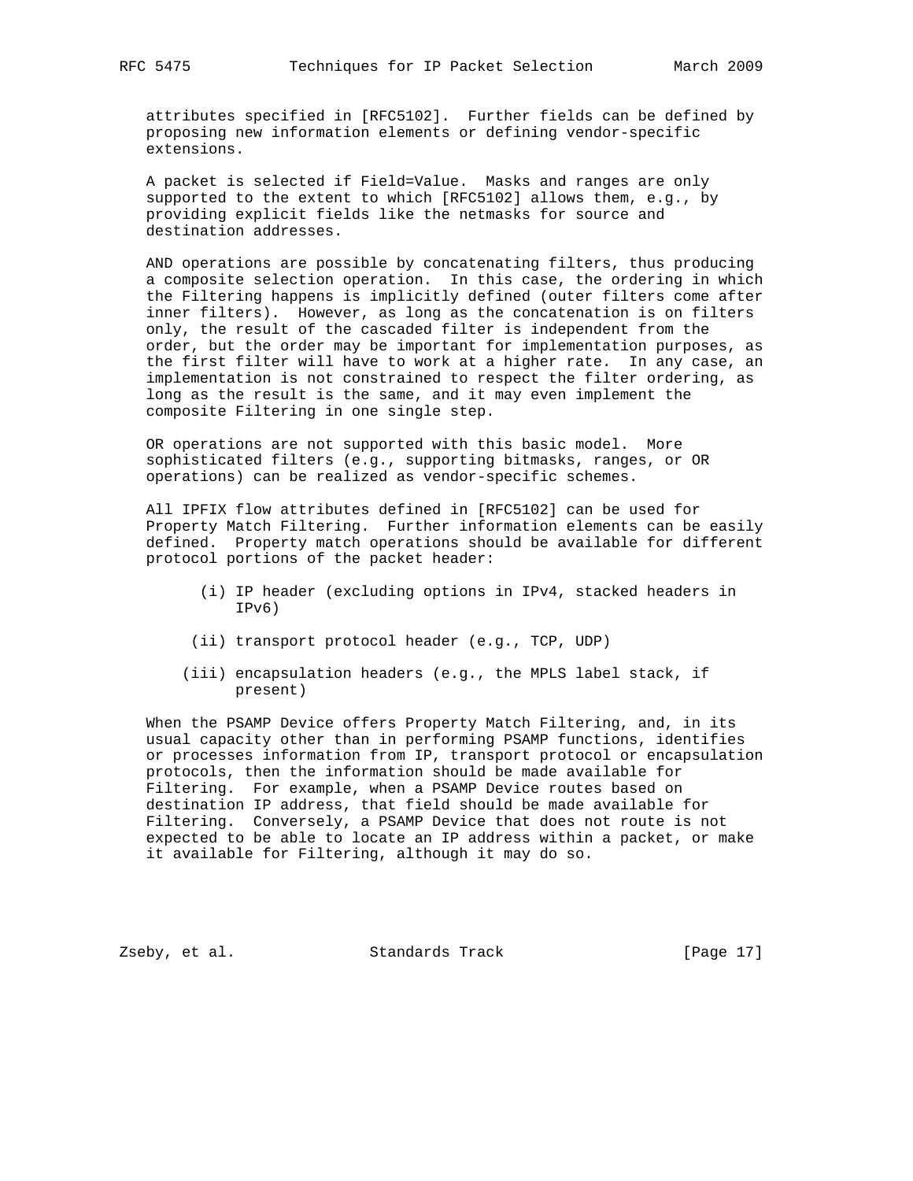attributes specified in [RFC5102]. Further fields can be defined by proposing new information elements or defining vendor-specific extensions.

A packet is selected if Field=Value. Masks and ranges are only supported to the extent to which [RFC5102] allows them, e.g., by providing explicit fields like the netmasks for source and destination addresses.

AND operations are possible by concatenating filters, thus producing a composite selection operation. In this case, the ordering in which the Filtering happens is implicitly defined (outer filters come after inner filters). However, as long as the concatenation is on filters only, the result of the cascaded filter is independent from the order, but the order may be important for implementation purposes, as the first filter will have to work at a higher rate. In any case, an implementation is not constrained to respect the filter ordering, as long as the result is the same, and it may even implement the composite Filtering in one single step.

OR operations are not supported with this basic model. More sophisticated filters (e.g., supporting bitmasks, ranges, or OR operations) can be realized as vendor-specific schemes.

All IPFIX flow attributes defined in [RFC5102] can be used for Property Match Filtering. Further information elements can be easily defined. Property match operations should be available for different protocol portions of the packet header:

(i) IP header (excluding options in IPv4, stacked headers in IPv6)

(ii) transport protocol header (e.g., TCP, UDP)

(iii) encapsulation headers (e.g., the MPLS label stack, if present)

When the PSAMP Device offers Property Match Filtering, and, in its usual capacity other than in performing PSAMP functions, identifies or processes information from IP, transport protocol or encapsulation protocols, then the information should be made available for Filtering. For example, when a PSAMP Device routes based on destination IP address, that field should be made available for Filtering. Conversely, a PSAMP Device that does not route is not expected to be able to locate an IP address within a packet, or make it available for Filtering, although it may do so.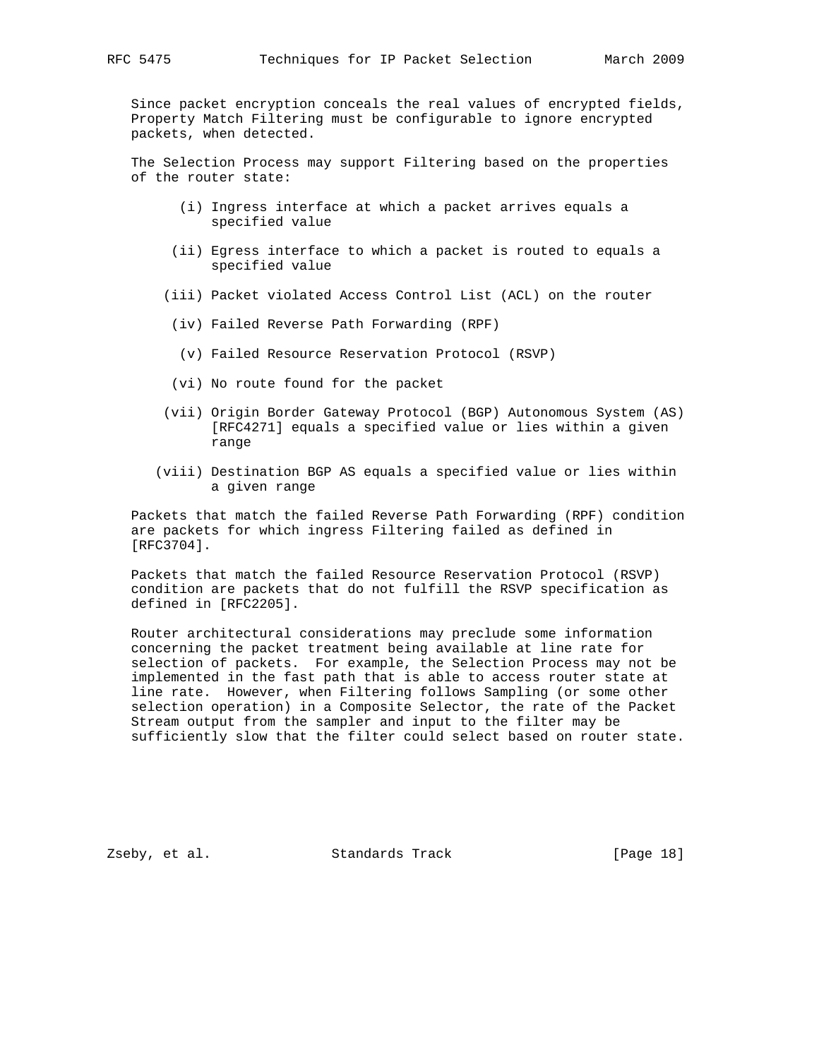Since packet encryption conceals the real values of encrypted fields, Property Match Filtering must be configurable to ignore encrypted packets, when detected.

The Selection Process may support Filtering based on the properties of the router state:

(i) Ingress interface at which a packet arrives equals a specified value

(ii) Egress interface to which a packet is routed to equals a specified value

(iii) Packet violated Access Control List (ACL) on the router

(iv) Failed Reverse Path Forwarding (RPF)

(v) Failed Resource Reservation Protocol (RSVP)

(vi) No route found for the packet

(vii) Origin Border Gateway Protocol (BGP) Autonomous System (AS) [RFC4271] equals a specified value or lies within a given range

(viii) Destination BGP AS equals a specified value or lies within a given range

Packets that match the failed Reverse Path Forwarding (RPF) condition are packets for which ingress Filtering failed as defined in [RFC3704].

Packets that match the failed Resource Reservation Protocol (RSVP) condition are packets that do not fulfill the RSVP specification as defined in [RFC2205].

Router architectural considerations may preclude some information concerning the packet treatment being available at line rate for selection of packets. For example, the Selection Process may not be implemented in the fast path that is able to access router state at line rate. However, when Filtering follows Sampling (or some other selection operation) in a Composite Selector, the rate of the Packet Stream output from the sampler and input to the filter may be sufficiently slow that the filter could select based on router state.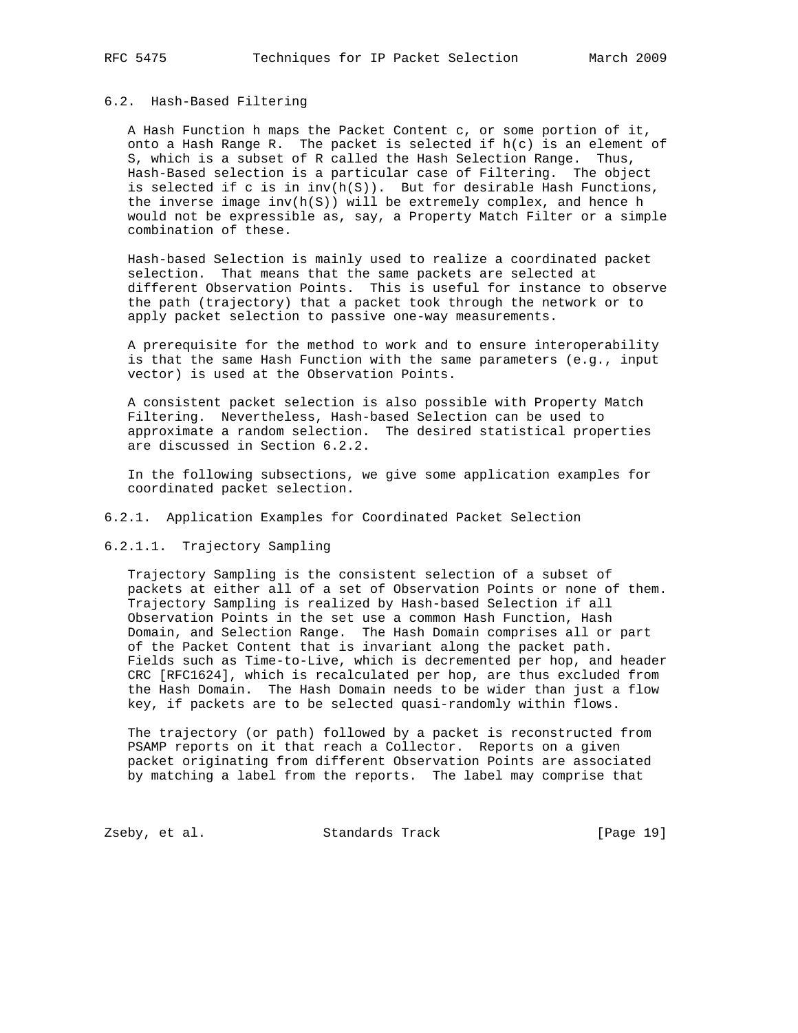## 6.2. Hash-Based Filtering

A Hash Function h maps the Packet Content c, or some portion of it, onto a Hash Range R. The packet is selected if h(c) is an element of S, which is a subset of R called the Hash Selection Range. Thus, Hash-Based selection is a particular case of Filtering. The object is selected if c is in inv(h(S)). But for desirable Hash Functions, the inverse image inv(h(S)) will be extremely complex, and hence h would not be expressible as, say, a Property Match Filter or a simple combination of these.

Hash-based Selection is mainly used to realize a coordinated packet selection. That means that the same packets are selected at different Observation Points. This is useful for instance to observe the path (trajectory) that a packet took through the network or to apply packet selection to passive one-way measurements.

A prerequisite for the method to work and to ensure interoperability is that the same Hash Function with the same parameters (e.g., input vector) is used at the Observation Points.

A consistent packet selection is also possible with Property Match Filtering. Nevertheless, Hash-based Selection can be used to approximate a random selection. The desired statistical properties are discussed in Section 6.2.2.

In the following subsections, we give some application examples for coordinated packet selection.

### 6.2.1. Application Examples for Coordinated Packet Selection

#### 6.2.1.1. Trajectory Sampling

Trajectory Sampling is the consistent selection of a subset of packets at either all of a set of Observation Points or none of them. Trajectory Sampling is realized by Hash-based Selection if all Observation Points in the set use a common Hash Function, Hash Domain, and Selection Range. The Hash Domain comprises all or part of the Packet Content that is invariant along the packet path. Fields such as Time-to-Live, which is decremented per hop, and header CRC [RFC1624], which is recalculated per hop, are thus excluded from the Hash Domain. The Hash Domain needs to be wider than just a flow key, if packets are to be selected quasi-randomly within flows.

The trajectory (or path) followed by a packet is reconstructed from PSAMP reports on it that reach a Collector. Reports on a given packet originating from different Observation Points are associated by matching a label from the reports. The label may comprise that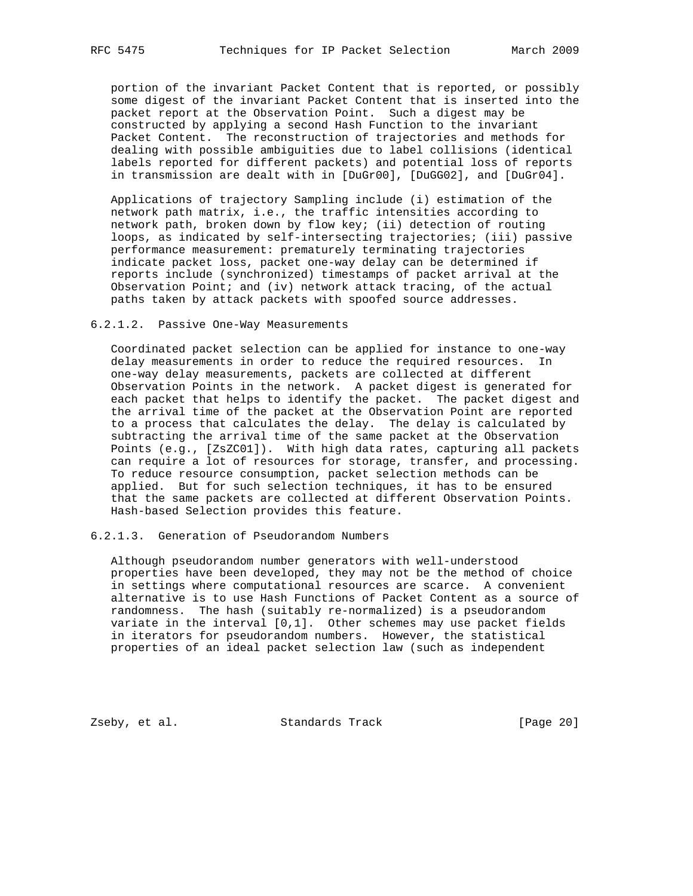portion of the invariant Packet Content that is reported, or possibly some digest of the invariant Packet Content that is inserted into the packet report at the Observation Point. Such a digest may be constructed by applying a second Hash Function to the invariant Packet Content. The reconstruction of trajectories and methods for dealing with possible ambiguities due to label collisions (identical labels reported for different packets) and potential loss of reports in transmission are dealt with in [DuGr00], [DuGG02], and [DuGr04].

Applications of trajectory Sampling include (i) estimation of the network path matrix, i.e., the traffic intensities according to network path, broken down by flow key; (ii) detection of routing loops, as indicated by self-intersecting trajectories; (iii) passive performance measurement: prematurely terminating trajectories indicate packet loss, packet one-way delay can be determined if reports include (synchronized) timestamps of packet arrival at the Observation Point; and (iv) network attack tracing, of the actual paths taken by attack packets with spoofed source addresses.

#### 6.2.1.2. Passive One-Way Measurements

Coordinated packet selection can be applied for instance to one-way delay measurements in order to reduce the required resources. In one-way delay measurements, packets are collected at different Observation Points in the network. A packet digest is generated for each packet that helps to identify the packet. The packet digest and the arrival time of the packet at the Observation Point are reported to a process that calculates the delay. The delay is calculated by subtracting the arrival time of the same packet at the Observation Points (e.g., [ZsZC01]). With high data rates, capturing all packets can require a lot of resources for storage, transfer, and processing. To reduce resource consumption, packet selection methods can be applied. But for such selection techniques, it has to be ensured that the same packets are collected at different Observation Points. Hash-based Selection provides this feature.

#### 6.2.1.3. Generation of Pseudorandom Numbers

Although pseudorandom number generators with well-understood properties have been developed, they may not be the method of choice in settings where computational resources are scarce. A convenient alternative is to use Hash Functions of Packet Content as a source of randomness. The hash (suitably re-normalized) is a pseudorandom variate in the interval [0,1]. Other schemes may use packet fields in iterators for pseudorandom numbers. However, the statistical properties of an ideal packet selection law (such as independent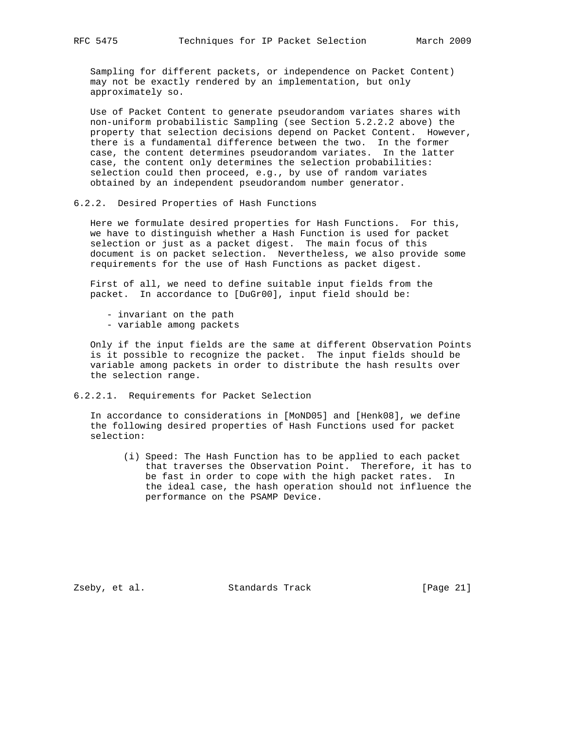Sampling for different packets, or independence on Packet Content) may not be exactly rendered by an implementation, but only approximately so.

Use of Packet Content to generate pseudorandom variates shares with non-uniform probabilistic Sampling (see Section 5.2.2.2 above) the property that selection decisions depend on Packet Content. However, there is a fundamental difference between the two. In the former case, the content determines pseudorandom variates. In the latter case, the content only determines the selection probabilities: selection could then proceed, e.g., by use of random variates obtained by an independent pseudorandom number generator.

### 6.2.2. Desired Properties of Hash Functions

Here we formulate desired properties for Hash Functions. For this, we have to distinguish whether a Hash Function is used for packet selection or just as a packet digest. The main focus of this document is on packet selection. Nevertheless, we also provide some requirements for the use of Hash Functions as packet digest.

First of all, we need to define suitable input fields from the packet. In accordance to [DuGr00], input field should be:

- invariant on the path
- variable among packets

Only if the input fields are the same at different Observation Points is it possible to recognize the packet. The input fields should be variable among packets in order to distribute the hash results over the selection range.

#### 6.2.2.1. Requirements for Packet Selection

In accordance to considerations in [MoND05] and [Henk08], we define the following desired properties of Hash Functions used for packet selection:

(i) Speed: The Hash Function has to be applied to each packet that traverses the Observation Point. Therefore, it has to be fast in order to cope with the high packet rates. In the ideal case, the hash operation should not influence the performance on the PSAMP Device.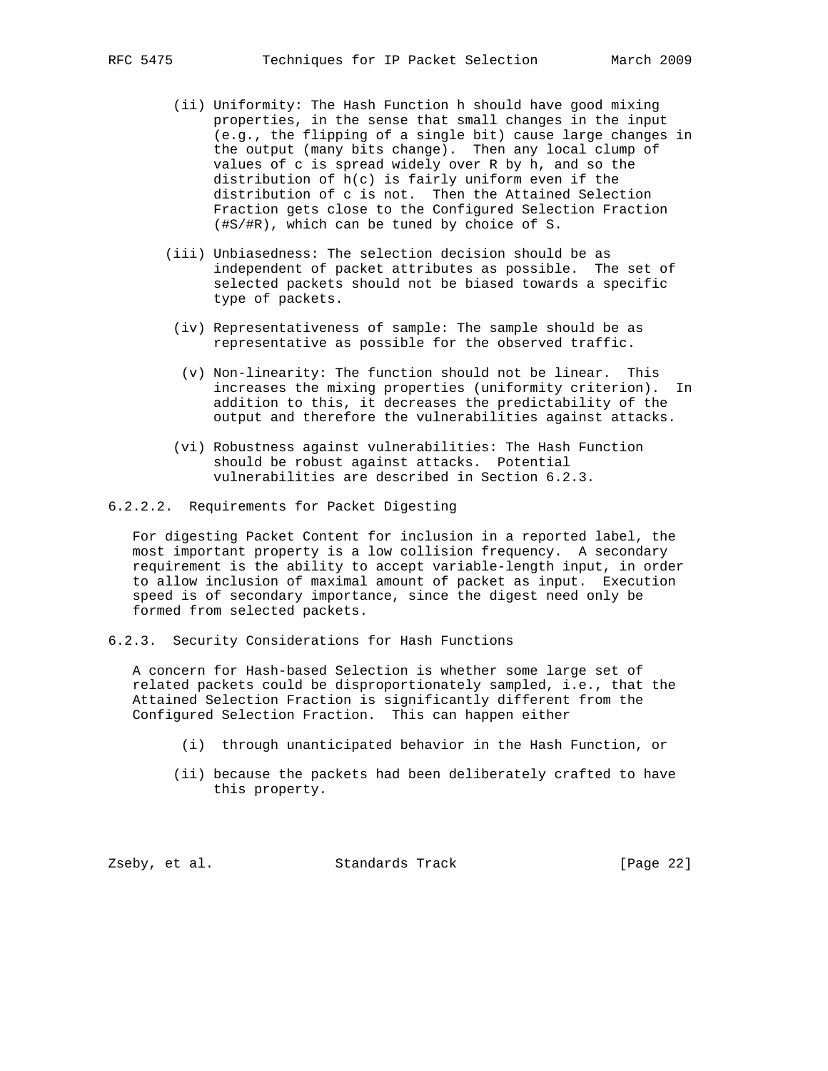(ii) Uniformity: The Hash Function h should have good mixing properties, in the sense that small changes in the input (e.g., the flipping of a single bit) cause large changes in the output (many bits change). Then any local clump of values of c is spread widely over R by h, and so the distribution of h(c) is fairly uniform even if the distribution of c is not. Then the Attained Selection Fraction gets close to the Configured Selection Fraction (#S/#R), which can be tuned by choice of S.

(iii) Unbiasedness: The selection decision should be as independent of packet attributes as possible. The set of selected packets should not be biased towards a specific type of packets.

(iv) Representativeness of sample: The sample should be as representative as possible for the observed traffic.

(v) Non-linearity: The function should not be linear. This increases the mixing properties (uniformity criterion). In addition to this, it decreases the predictability of the output and therefore the vulnerabilities against attacks.

(vi) Robustness against vulnerabilities: The Hash Function should be robust against attacks. Potential vulnerabilities are described in Section 6.2.3.

#### 6.2.2.2. Requirements for Packet Digesting

For digesting Packet Content for inclusion in a reported label, the most important property is a low collision frequency. A secondary requirement is the ability to accept variable-length input, in order to allow inclusion of maximal amount of packet as input. Execution speed is of secondary importance, since the digest need only be formed from selected packets.

### 6.2.3. Security Considerations for Hash Functions

A concern for Hash-based Selection is whether some large set of related packets could be disproportionately sampled, i.e., that the Attained Selection Fraction is significantly different from the Configured Selection Fraction. This can happen either

(i) through unanticipated behavior in the Hash Function, or

(ii) because the packets had been deliberately crafted to have this property.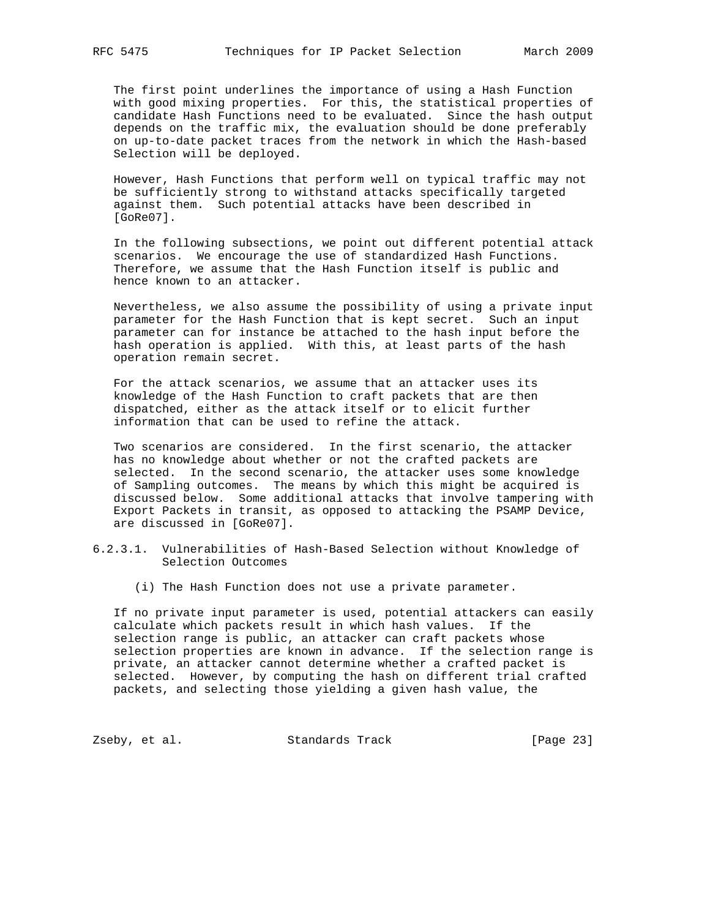The first point underlines the importance of using a Hash Function with good mixing properties. For this, the statistical properties of candidate Hash Functions need to be evaluated. Since the hash output depends on the traffic mix, the evaluation should be done preferably on up-to-date packet traces from the network in which the Hash-based Selection will be deployed.

However, Hash Functions that perform well on typical traffic may not be sufficiently strong to withstand attacks specifically targeted against them. Such potential attacks have been described in [GoRe07].

In the following subsections, we point out different potential attack scenarios. We encourage the use of standardized Hash Functions. Therefore, we assume that the Hash Function itself is public and hence known to an attacker.

Nevertheless, we also assume the possibility of using a private input parameter for the Hash Function that is kept secret. Such an input parameter can for instance be attached to the hash input before the hash operation is applied. With this, at least parts of the hash operation remain secret.

For the attack scenarios, we assume that an attacker uses its knowledge of the Hash Function to craft packets that are then dispatched, either as the attack itself or to elicit further information that can be used to refine the attack.

Two scenarios are considered. In the first scenario, the attacker has no knowledge about whether or not the crafted packets are selected. In the second scenario, the attacker uses some knowledge of Sampling outcomes. The means by which this might be acquired is discussed below. Some additional attacks that involve tampering with Export Packets in transit, as opposed to attacking the PSAMP Device, are discussed in [GoRe07].

#### 6.2.3.1. Vulnerabilities of Hash-Based Selection without Knowledge of Selection Outcomes

(i) The Hash Function does not use a private parameter.

If no private input parameter is used, potential attackers can easily calculate which packets result in which hash values. If the selection range is public, an attacker can craft packets whose selection properties are known in advance. If the selection range is private, an attacker cannot determine whether a crafted packet is selected. However, by computing the hash on different trial crafted packets, and selecting those yielding a given hash value, the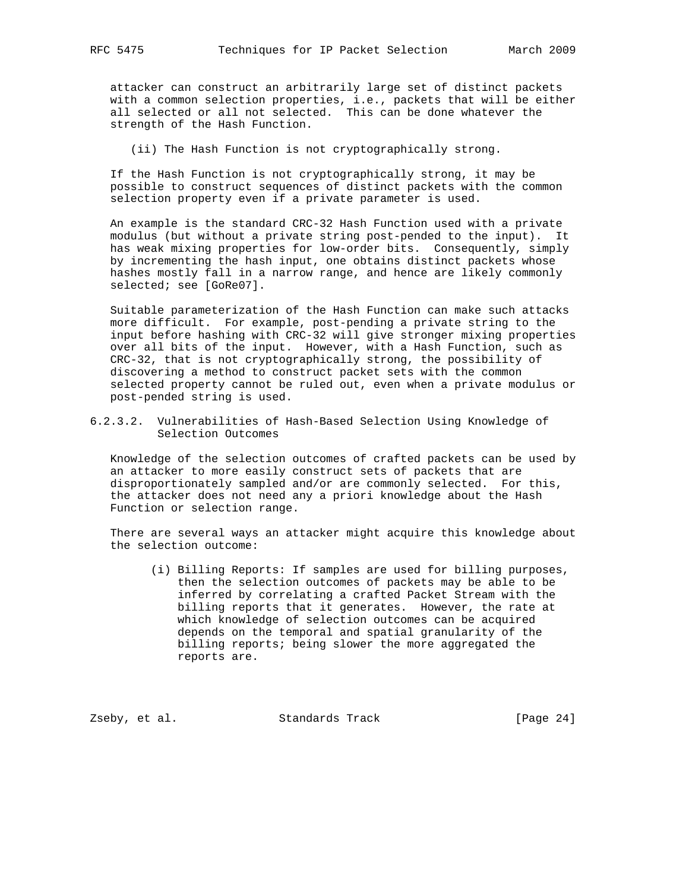attacker can construct an arbitrarily large set of distinct packets with a common selection properties, i.e., packets that will be either all selected or all not selected. This can be done whatever the strength of the Hash Function.

(ii) The Hash Function is not cryptographically strong.

If the Hash Function is not cryptographically strong, it may be possible to construct sequences of distinct packets with the common selection property even if a private parameter is used.

An example is the standard CRC-32 Hash Function used with a private modulus (but without a private string post-pended to the input). It has weak mixing properties for low-order bits. Consequently, simply by incrementing the hash input, one obtains distinct packets whose hashes mostly fall in a narrow range, and hence are likely commonly selected; see [GoRe07].

Suitable parameterization of the Hash Function can make such attacks more difficult. For example, post-pending a private string to the input before hashing with CRC-32 will give stronger mixing properties over all bits of the input. However, with a Hash Function, such as CRC-32, that is not cryptographically strong, the possibility of discovering a method to construct packet sets with the common selected property cannot be ruled out, even when a private modulus or post-pended string is used.

#### 6.2.3.2. Vulnerabilities of Hash-Based Selection Using Knowledge of Selection Outcomes

Knowledge of the selection outcomes of crafted packets can be used by an attacker to more easily construct sets of packets that are disproportionately sampled and/or are commonly selected. For this, the attacker does not need any a priori knowledge about the Hash Function or selection range.

There are several ways an attacker might acquire this knowledge about the selection outcome:

(i) Billing Reports: If samples are used for billing purposes, then the selection outcomes of packets may be able to be inferred by correlating a crafted Packet Stream with the billing reports that it generates. However, the rate at which knowledge of selection outcomes can be acquired depends on the temporal and spatial granularity of the billing reports; being slower the more aggregated the reports are.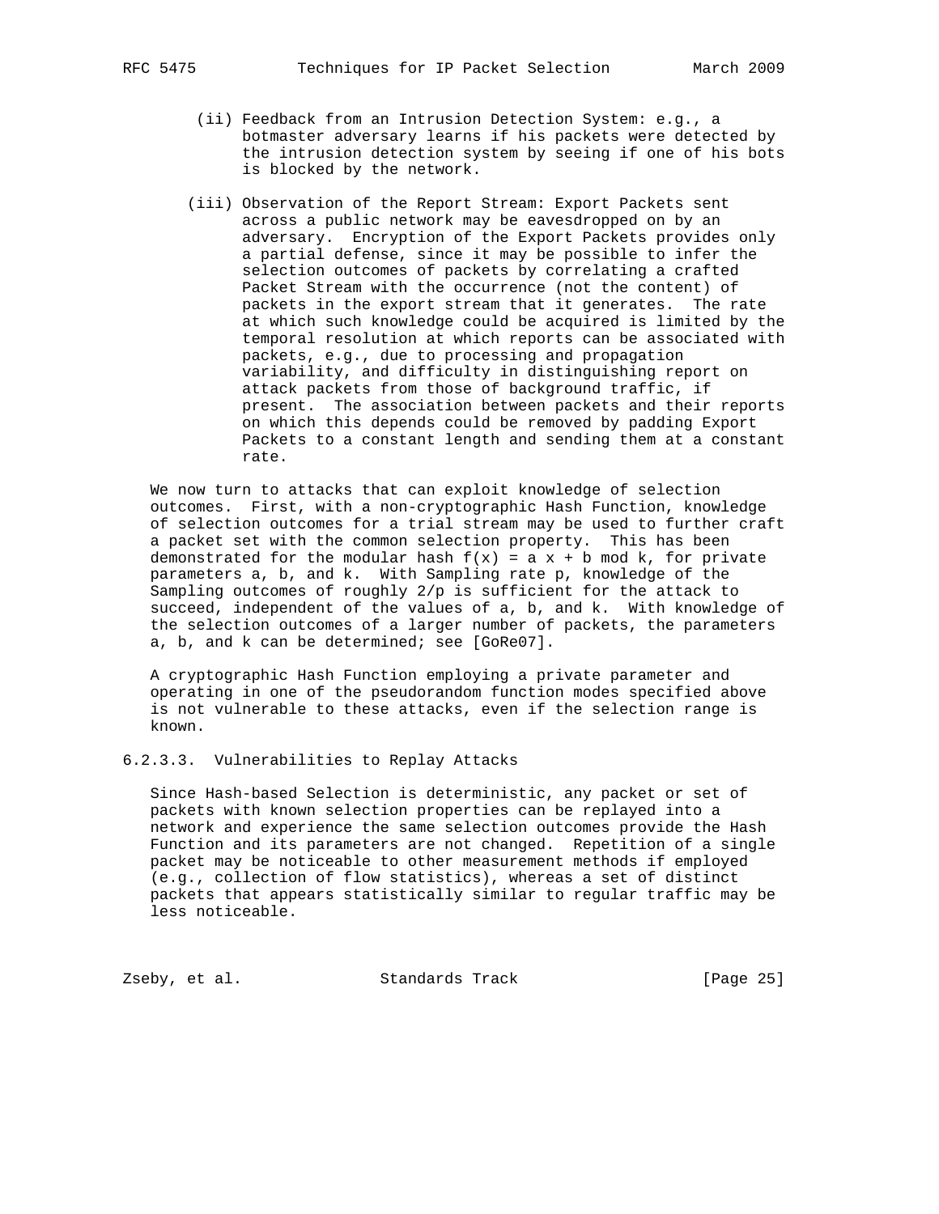(ii) Feedback from an Intrusion Detection System: e.g., a botmaster adversary learns if his packets were detected by the intrusion detection system by seeing if one of his bots is blocked by the network.

(iii) Observation of the Report Stream: Export Packets sent across a public network may be eavesdropped on by an adversary. Encryption of the Export Packets provides only a partial defense, since it may be possible to infer the selection outcomes of packets by correlating a crafted Packet Stream with the occurrence (not the content) of packets in the export stream that it generates. The rate at which such knowledge could be acquired is limited by the temporal resolution at which reports can be associated with packets, e.g., due to processing and propagation variability, and difficulty in distinguishing report on attack packets from those of background traffic, if present. The association between packets and their reports on which this depends could be removed by padding Export Packets to a constant length and sending them at a constant rate.

We now turn to attacks that can exploit knowledge of selection outcomes. First, with a non-cryptographic Hash Function, knowledge of selection outcomes for a trial stream may be used to further craft a packet set with the common selection property. This has been demonstrated for the modular hash $f(x) = a x + b \mod k$, for private parameters a, b, and k. With Sampling rate p, knowledge of the Sampling outcomes of roughly $2/p$ is sufficient for the attack to succeed, independent of the values of a, b, and k. With knowledge of the selection outcomes of a larger number of packets, the parameters a, b, and k can be determined; see [GoRe07].

A cryptographic Hash Function employing a private parameter and operating in one of the pseudorandom function modes specified above is not vulnerable to these attacks, even if the selection range is known.

#### 6.2.3.3. Vulnerabilities to Replay Attacks

Since Hash-based Selection is deterministic, any packet or set of packets with known selection properties can be replayed into a network and experience the same selection outcomes provide the Hash Function and its parameters are not changed. Repetition of a single packet may be noticeable to other measurement methods if employed (e.g., collection of flow statistics), whereas a set of distinct packets that appears statistically similar to regular traffic may be less noticeable.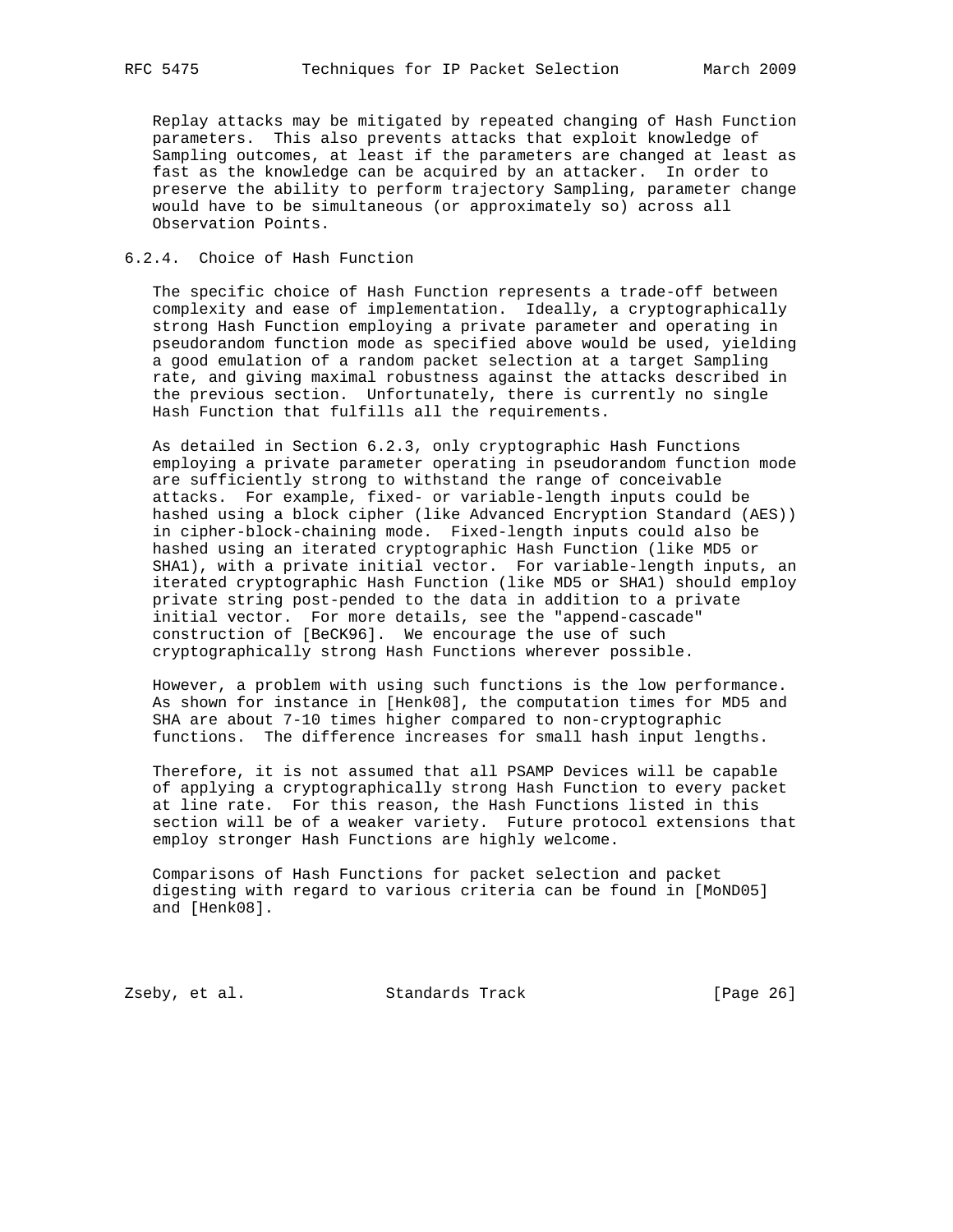Replay attacks may be mitigated by repeated changing of Hash Function parameters. This also prevents attacks that exploit knowledge of Sampling outcomes, at least if the parameters are changed at least as fast as the knowledge can be acquired by an attacker. In order to preserve the ability to perform trajectory Sampling, parameter change would have to be simultaneous (or approximately so) across all Observation Points.

### 6.2.4. Choice of Hash Function

The specific choice of Hash Function represents a trade-off between complexity and ease of implementation. Ideally, a cryptographically strong Hash Function employing a private parameter and operating in pseudorandom function mode as specified above would be used, yielding a good emulation of a random packet selection at a target Sampling rate, and giving maximal robustness against the attacks described in the previous section. Unfortunately, there is currently no single Hash Function that fulfills all the requirements.

As detailed in Section 6.2.3, only cryptographic Hash Functions employing a private parameter operating in pseudorandom function mode are sufficiently strong to withstand the range of conceivable attacks. For example, fixed- or variable-length inputs could be hashed using a block cipher (like Advanced Encryption Standard (AES)) in cipher-block-chaining mode. Fixed-length inputs could also be hashed using an iterated cryptographic Hash Function (like MD5 or SHA1), with a private initial vector. For variable-length inputs, an iterated cryptographic Hash Function (like MD5 or SHA1) should employ private string post-pended to the data in addition to a private initial vector. For more details, see the "append-cascade" construction of [BeCK96]. We encourage the use of such cryptographically strong Hash Functions wherever possible.

However, a problem with using such functions is the low performance. As shown for instance in [Henk08], the computation times for MD5 and SHA are about 7-10 times higher compared to non-cryptographic functions. The difference increases for small hash input lengths.

Therefore, it is not assumed that all PSAMP Devices will be capable of applying a cryptographically strong Hash Function to every packet at line rate. For this reason, the Hash Functions listed in this section will be of a weaker variety. Future protocol extensions that employ stronger Hash Functions are highly welcome.

Comparisons of Hash Functions for packet selection and packet digesting with regard to various criteria can be found in [MoND05] and [Henk08].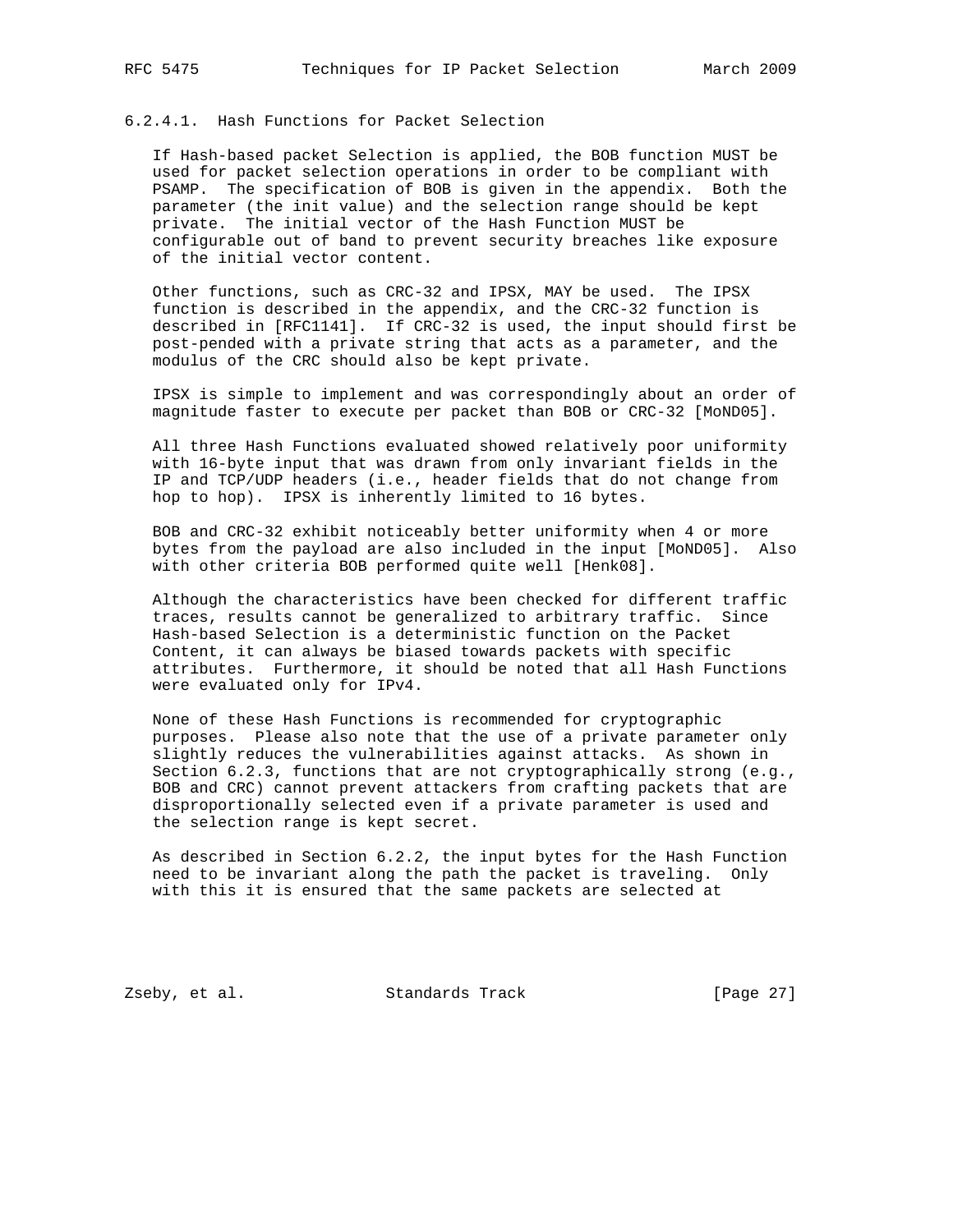#### 6.2.4.1. Hash Functions for Packet Selection

If Hash-based packet Selection is applied, the BOB function MUST be used for packet selection operations in order to be compliant with PSAMP. The specification of BOB is given in the appendix. Both the parameter (the init value) and the selection range should be kept private. The initial vector of the Hash Function MUST be configurable out of band to prevent security breaches like exposure of the initial vector content.

Other functions, such as CRC-32 and IPSX, MAY be used. The IPSX function is described in the appendix, and the CRC-32 function is described in [RFC1141]. If CRC-32 is used, the input should first be post-pended with a private string that acts as a parameter, and the modulus of the CRC should also be kept private.

IPSX is simple to implement and was correspondingly about an order of magnitude faster to execute per packet than BOB or CRC-32 [MoND05].

All three Hash Functions evaluated showed relatively poor uniformity with 16-byte input that was drawn from only invariant fields in the IP and TCP/UDP headers (i.e., header fields that do not change from hop to hop). IPSX is inherently limited to 16 bytes.

BOB and CRC-32 exhibit noticeably better uniformity when 4 or more bytes from the payload are also included in the input [MoND05]. Also with other criteria BOB performed quite well [Henk08].

Although the characteristics have been checked for different traffic traces, results cannot be generalized to arbitrary traffic. Since Hash-based Selection is a deterministic function on the Packet Content, it can always be biased towards packets with specific attributes. Furthermore, it should be noted that all Hash Functions were evaluated only for IPv4.

None of these Hash Functions is recommended for cryptographic purposes. Please also note that the use of a private parameter only slightly reduces the vulnerabilities against attacks. As shown in Section 6.2.3, functions that are not cryptographically strong (e.g., BOB and CRC) cannot prevent attackers from crafting packets that are disproportionally selected even if a private parameter is used and the selection range is kept secret.

As described in Section 6.2.2, the input bytes for the Hash Function need to be invariant along the path the packet is traveling. Only with this it is ensured that the same packets are selected at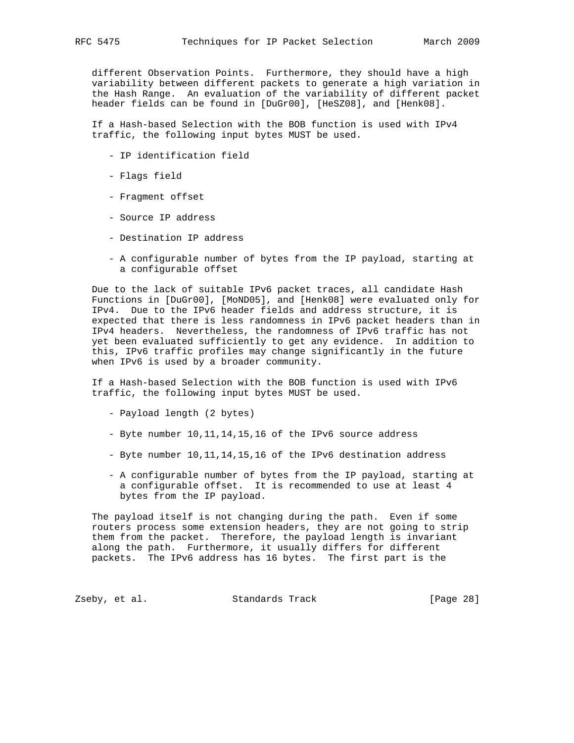different Observation Points. Furthermore, they should have a high variability between different packets to generate a high variation in the Hash Range. An evaluation of the variability of different packet header fields can be found in [DuGr00], [HeSZ08], and [Henk08].

If a Hash-based Selection with the BOB function is used with IPv4 traffic, the following input bytes MUST be used.

- IP identification field
- Flags field
- Fragment offset
- Source IP address
- Destination IP address
- A configurable number of bytes from the IP payload, starting at a configurable offset

Due to the lack of suitable IPv6 packet traces, all candidate Hash Functions in [DuGr00], [MoND05], and [Henk08] were evaluated only for IPv4. Due to the IPv6 header fields and address structure, it is expected that there is less randomness in IPv6 packet headers than in IPv4 headers. Nevertheless, the randomness of IPv6 traffic has not yet been evaluated sufficiently to get any evidence. In addition to this, IPv6 traffic profiles may change significantly in the future when IPv6 is used by a broader community.

If a Hash-based Selection with the BOB function is used with IPv6 traffic, the following input bytes MUST be used.

- Payload length (2 bytes)
- Byte number 10,11,14,15,16 of the IPv6 source address
- Byte number 10,11,14,15,16 of the IPv6 destination address
- A configurable number of bytes from the IP payload, starting at a configurable offset. It is recommended to use at least 4 bytes from the IP payload.

The payload itself is not changing during the path. Even if some routers process some extension headers, they are not going to strip them from the packet. Therefore, the payload length is invariant along the path. Furthermore, it usually differs for different packets. The IPv6 address has 16 bytes. The first part is the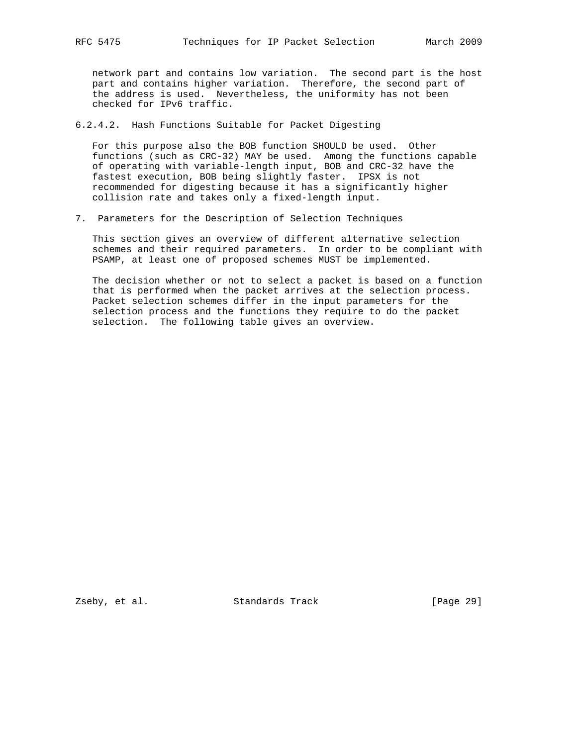network part and contains low variation. The second part is the host part and contains higher variation. Therefore, the second part of the address is used. Nevertheless, the uniformity has not been checked for IPv6 traffic.

#### 6.2.4.2. Hash Functions Suitable for Packet Digesting

For this purpose also the BOB function SHOULD be used. Other functions (such as CRC-32) MAY be used. Among the functions capable of operating with variable-length input, BOB and CRC-32 have the fastest execution, BOB being slightly faster. IPSX is not recommended for digesting because it has a significantly higher collision rate and takes only a fixed-length input.

## 7. Parameters for the Description of Selection Techniques

This section gives an overview of different alternative selection schemes and their required parameters. In order to be compliant with PSAMP, at least one of proposed schemes MUST be implemented.

The decision whether or not to select a packet is based on a function that is performed when the packet arrives at the selection process. Packet selection schemes differ in the input parameters for the selection process and the functions they require to do the packet selection. The following table gives an overview.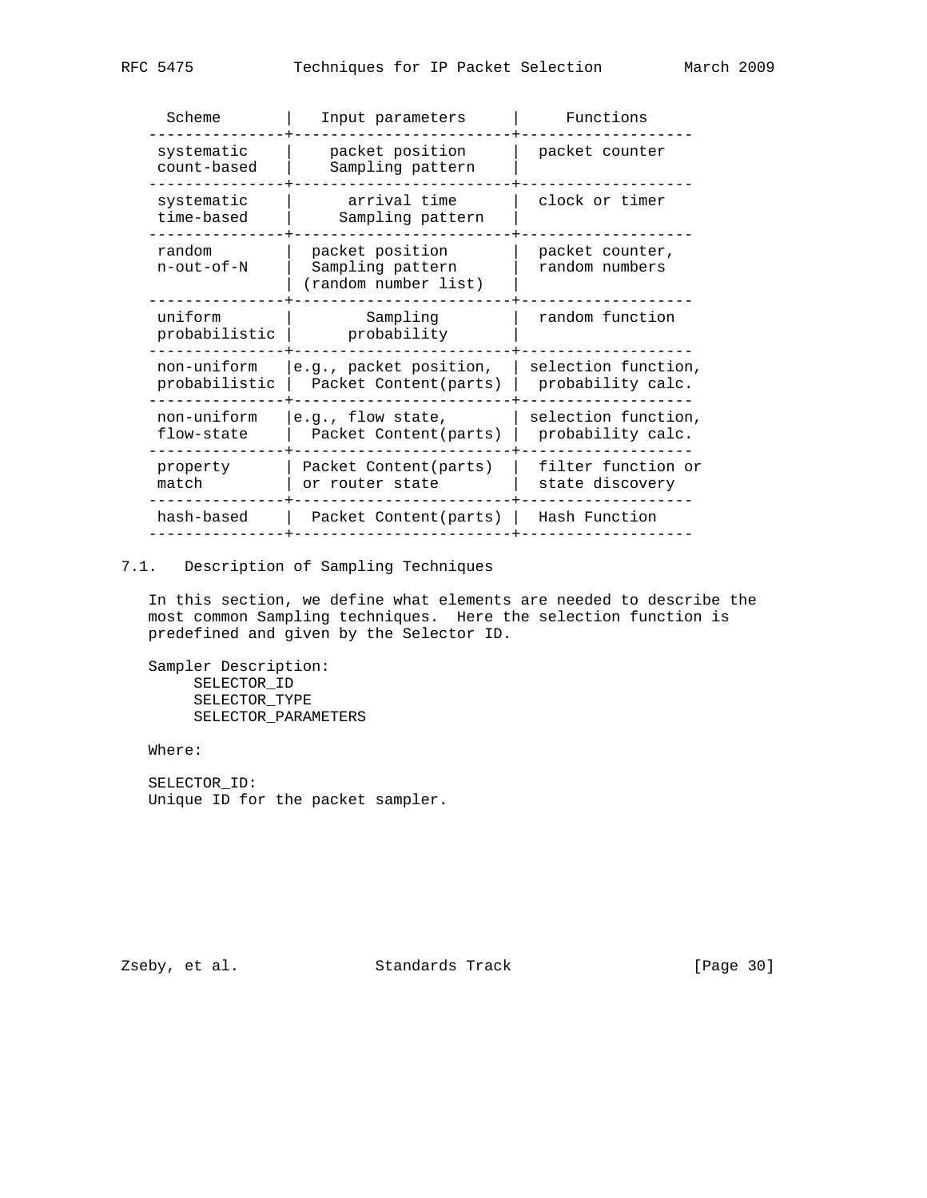| Scheme | Input parameters | Functions |
| --- | --- | --- |
| systematic count-based | packet position Sampling pattern | packet counter |
| systematic time-based | arrival time Sampling pattern | clock or timer |
| random n-out-of-N | packet position Sampling pattern (random number list) | packet counter, random numbers |
| uniform probabilistic | Sampling probability | random function |
| non-uniform probabilistic | e.g., packet position, Packet Content(parts) | selection function, probability calc. |
| non-uniform flow-state | e.g., flow state, Packet Content(parts) | selection function, probability calc. |
| property match | Packet Content(parts) or router state | filter function or state discovery |
| hash-based | Packet Content(parts) | Hash Function |

## 7.1. Description of Sampling Techniques

In this section, we define what elements are needed to describe the most common Sampling techniques. Here the selection function is predefined and given by the Selector ID.

Sampler Description:

- SELECTOR_ID
- SELECTOR_TYPE
- SELECTOR_PARAMETERS

Where:

SELECTOR_ID:
Unique ID for the packet sampler.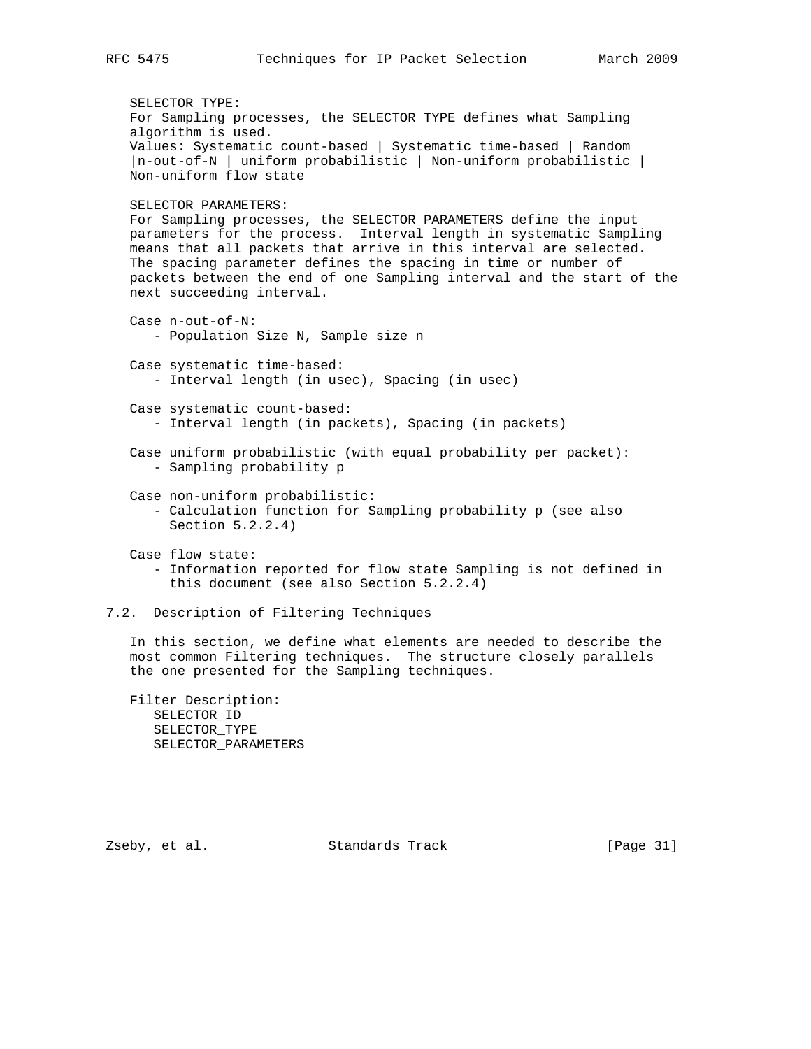SELECTOR_TYPE:
For Sampling processes, the SELECTOR TYPE defines what Sampling algorithm is used.
Values: Systematic count-based | Systematic time-based | Random |n-out-of-N | uniform probabilistic | Non-uniform probabilistic | Non-uniform flow state

SELECTOR_PARAMETERS:
For Sampling processes, the SELECTOR PARAMETERS define the input parameters for the process. Interval length in systematic Sampling means that all packets that arrive in this interval are selected. The spacing parameter defines the spacing in time or number of packets between the end of one Sampling interval and the start of the next succeeding interval.

Case n-out-of-N:
- Population Size N, Sample size n

Case systematic time-based:
- Interval length (in usec), Spacing (in usec)

Case systematic count-based:
- Interval length (in packets), Spacing (in packets)

Case uniform probabilistic (with equal probability per packet):
- Sampling probability p

Case non-uniform probabilistic:
- Calculation function for Sampling probability p (see also Section 5.2.2.4)

Case flow state:
- Information reported for flow state Sampling is not defined in this document (see also Section 5.2.2.4)

## 7.2. Description of Filtering Techniques

In this section, we define what elements are needed to describe the most common Filtering techniques. The structure closely parallels the one presented for the Sampling techniques.

Filter Description:
SELECTOR_ID
SELECTOR_TYPE
SELECTOR_PARAMETERS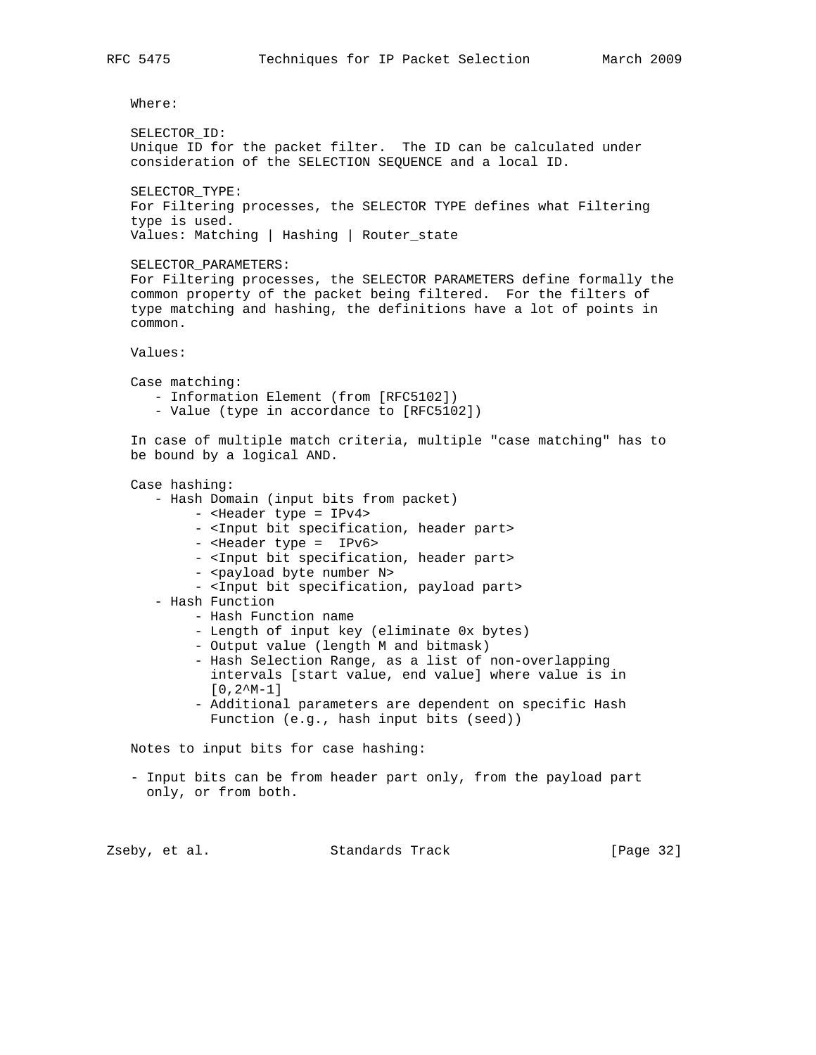Where:

SELECTOR_ID:
Unique ID for the packet filter. The ID can be calculated under consideration of the SELECTION SEQUENCE and a local ID.

SELECTOR_TYPE:
For Filtering processes, the SELECTOR TYPE defines what Filtering type is used.
Values: Matching | Hashing | Router_state

SELECTOR_PARAMETERS:
For Filtering processes, the SELECTOR PARAMETERS define formally the common property of the packet being filtered. For the filters of type matching and hashing, the definitions have a lot of points in common.

Values:

Case matching:
- Information Element (from [RFC5102])
- Value (type in accordance to [RFC5102])

In case of multiple match criteria, multiple "case matching" has to be bound by a logical AND.

Case hashing:
- Hash Domain (input bits from packet)
  - <Header type = IPv4>
  - <Input bit specification, header part>
  - <Header type = IPv6>
  - <Input bit specification, header part>
  - <payload byte number N>
  - <Input bit specification, payload part>
- Hash Function
  - Hash Function name
  - Length of input key (eliminate 0x bytes)
  - Output value (length M and bitmask)
  - Hash Selection Range, as a list of non-overlapping intervals [start value, end value] where value is in [0,2^M-1]
  - Additional parameters are dependent on specific Hash Function (e.g., hash input bits (seed))

Notes to input bits for case hashing:

- Input bits can be from header part only, from the payload part only, or from both.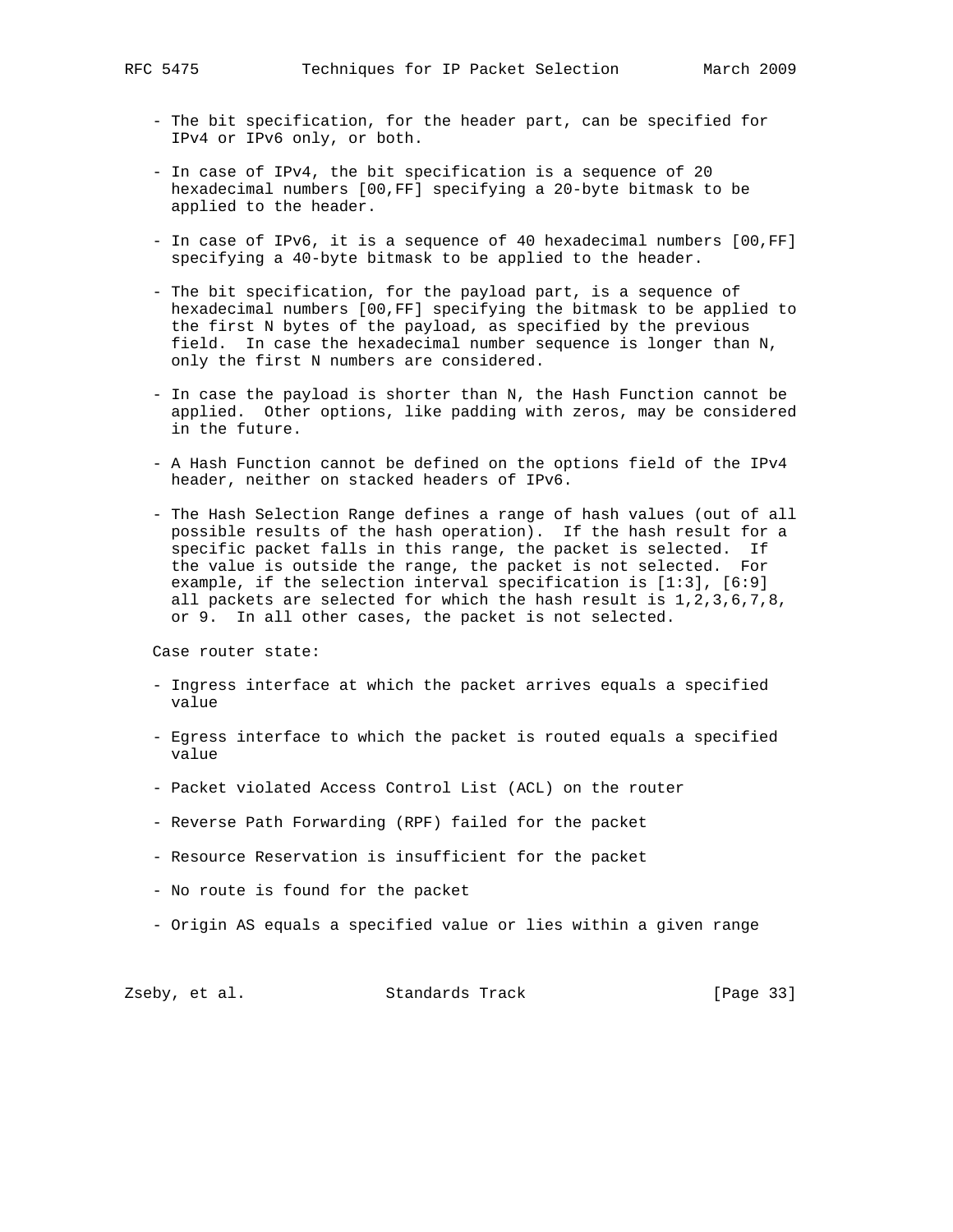- The bit specification, for the header part, can be specified for IPv4 or IPv6 only, or both.

- In case of IPv4, the bit specification is a sequence of 20 hexadecimal numbers [00,FF] specifying a 20-byte bitmask to be applied to the header.

- In case of IPv6, it is a sequence of 40 hexadecimal numbers [00,FF] specifying a 40-byte bitmask to be applied to the header.

- The bit specification, for the payload part, is a sequence of hexadecimal numbers [00,FF] specifying the bitmask to be applied to the first N bytes of the payload, as specified by the previous field. In case the hexadecimal number sequence is longer than N, only the first N numbers are considered.

- In case the payload is shorter than N, the Hash Function cannot be applied. Other options, like padding with zeros, may be considered in the future.

- A Hash Function cannot be defined on the options field of the IPv4 header, neither on stacked headers of IPv6.

- The Hash Selection Range defines a range of hash values (out of all possible results of the hash operation). If the hash result for a specific packet falls in this range, the packet is selected. If the value is outside the range, the packet is not selected. For example, if the selection interval specification is [1:3], [6:9] all packets are selected for which the hash result is 1,2,3,6,7,8, or 9. In all other cases, the packet is not selected.

Case router state:

- Ingress interface at which the packet arrives equals a specified value

- Egress interface to which the packet is routed equals a specified value

- Packet violated Access Control List (ACL) on the router

- Reverse Path Forwarding (RPF) failed for the packet

- Resource Reservation is insufficient for the packet

- No route is found for the packet

- Origin AS equals a specified value or lies within a given range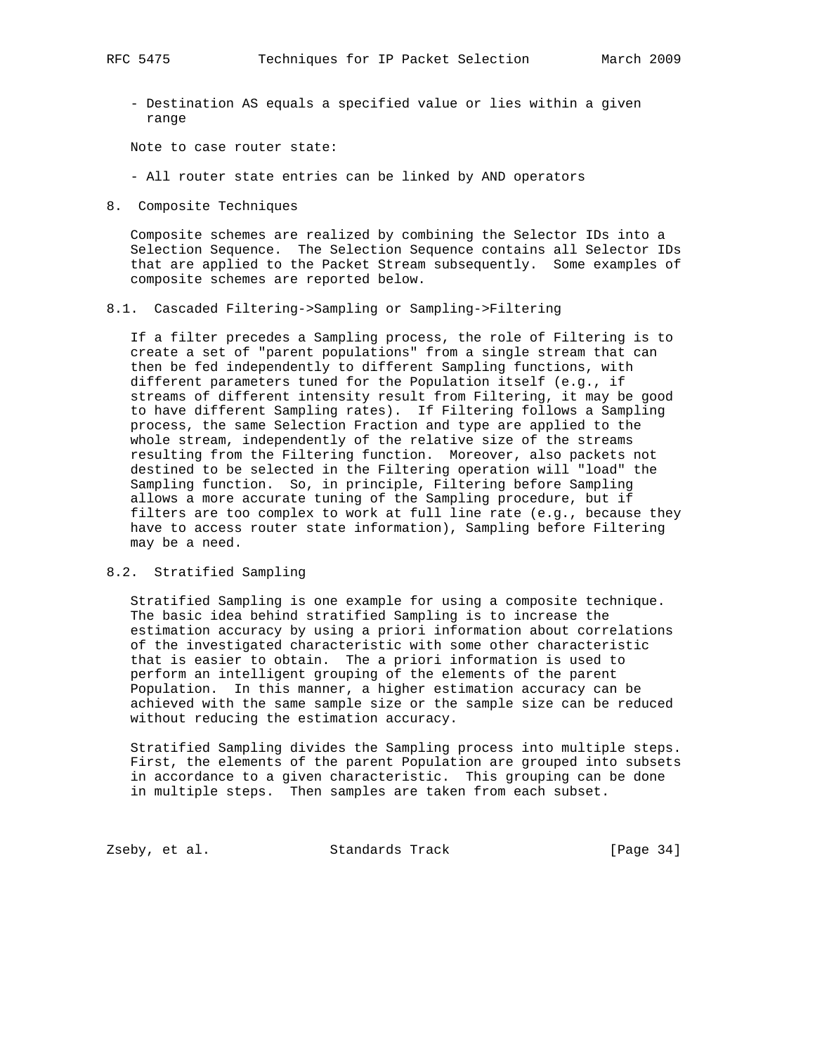- Destination AS equals a specified value or lies within a given range

Note to case router state:

- All router state entries can be linked by AND operators

## 8. Composite Techniques

Composite schemes are realized by combining the Selector IDs into a Selection Sequence. The Selection Sequence contains all Selector IDs that are applied to the Packet Stream subsequently. Some examples of composite schemes are reported below.

### 8.1. Cascaded Filtering->Sampling or Sampling->Filtering

If a filter precedes a Sampling process, the role of Filtering is to create a set of "parent populations" from a single stream that can then be fed independently to different Sampling functions, with different parameters tuned for the Population itself (e.g., if streams of different intensity result from Filtering, it may be good to have different Sampling rates). If Filtering follows a Sampling process, the same Selection Fraction and type are applied to the whole stream, independently of the relative size of the streams resulting from the Filtering function. Moreover, also packets not destined to be selected in the Filtering operation will "load" the Sampling function. So, in principle, Filtering before Sampling allows a more accurate tuning of the Sampling procedure, but if filters are too complex to work at full line rate (e.g., because they have to access router state information), Sampling before Filtering may be a need.

### 8.2. Stratified Sampling

Stratified Sampling is one example for using a composite technique. The basic idea behind stratified Sampling is to increase the estimation accuracy by using a priori information about correlations of the investigated characteristic with some other characteristic that is easier to obtain. The a priori information is used to perform an intelligent grouping of the elements of the parent Population. In this manner, a higher estimation accuracy can be achieved with the same sample size or the sample size can be reduced without reducing the estimation accuracy.

Stratified Sampling divides the Sampling process into multiple steps. First, the elements of the parent Population are grouped into subsets in accordance to a given characteristic. This grouping can be done in multiple steps. Then samples are taken from each subset.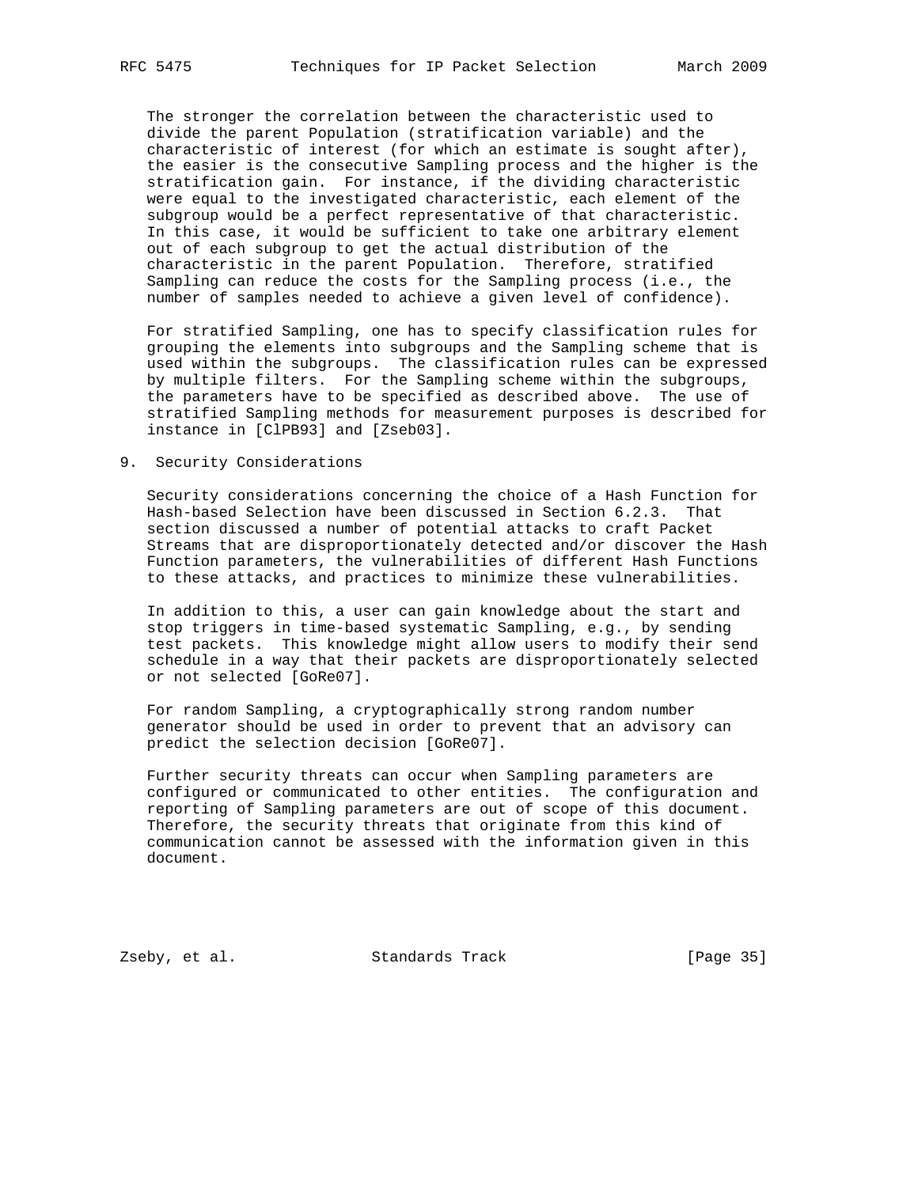The stronger the correlation between the characteristic used to divide the parent Population (stratification variable) and the characteristic of interest (for which an estimate is sought after), the easier is the consecutive Sampling process and the higher is the stratification gain. For instance, if the dividing characteristic were equal to the investigated characteristic, each element of the subgroup would be a perfect representative of that characteristic. In this case, it would be sufficient to take one arbitrary element out of each subgroup to get the actual distribution of the characteristic in the parent Population. Therefore, stratified Sampling can reduce the costs for the Sampling process (i.e., the number of samples needed to achieve a given level of confidence).

For stratified Sampling, one has to specify classification rules for grouping the elements into subgroups and the Sampling scheme that is used within the subgroups. The classification rules can be expressed by multiple filters. For the Sampling scheme within the subgroups, the parameters have to be specified as described above. The use of stratified Sampling methods for measurement purposes is described for instance in [ClPB93] and [Zseb03].

## 9. Security Considerations

Security considerations concerning the choice of a Hash Function for Hash-based Selection have been discussed in Section 6.2.3. That section discussed a number of potential attacks to craft Packet Streams that are disproportionately detected and/or discover the Hash Function parameters, the vulnerabilities of different Hash Functions to these attacks, and practices to minimize these vulnerabilities.

In addition to this, a user can gain knowledge about the start and stop triggers in time-based systematic Sampling, e.g., by sending test packets. This knowledge might allow users to modify their send schedule in a way that their packets are disproportionately selected or not selected [GoRe07].

For random Sampling, a cryptographically strong random number generator should be used in order to prevent that an advisory can predict the selection decision [GoRe07].

Further security threats can occur when Sampling parameters are configured or communicated to other entities. The configuration and reporting of Sampling parameters are out of scope of this document. Therefore, the security threats that originate from this kind of communication cannot be assessed with the information given in this document.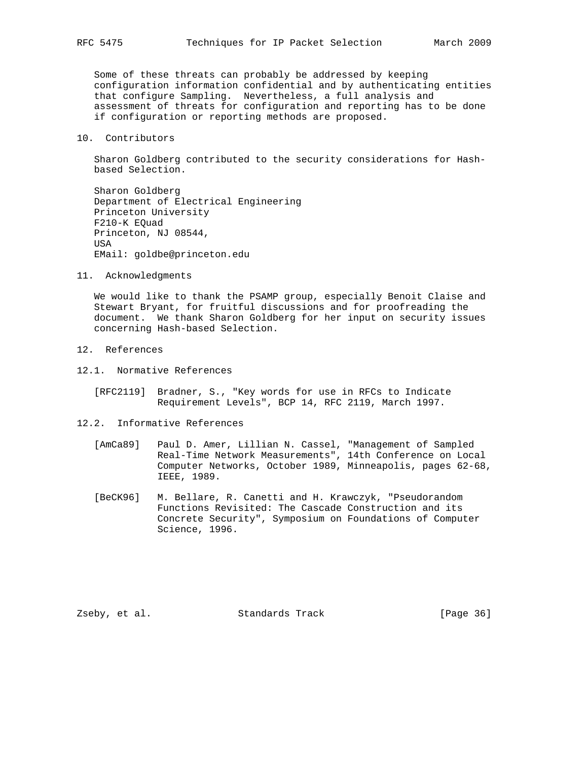Some of these threats can probably be addressed by keeping configuration information confidential and by authenticating entities that configure Sampling. Nevertheless, a full analysis and assessment of threats for configuration and reporting has to be done if configuration or reporting methods are proposed.

## 10. Contributors

Sharon Goldberg contributed to the security considerations for Hash-based Selection.

Sharon Goldberg
Department of Electrical Engineering
Princeton University
F210-K EQuad
Princeton, NJ 08544,
USA
EMail: goldbe@princeton.edu

## 11. Acknowledgments

We would like to thank the PSAMP group, especially Benoit Claise and Stewart Bryant, for fruitful discussions and for proofreading the document. We thank Sharon Goldberg for her input on security issues concerning Hash-based Selection.

## 12. References

### 12.1. Normative References

[RFC2119] Bradner, S., "Key words for use in RFCs to Indicate Requirement Levels", BCP 14, RFC 2119, March 1997.

### 12.2. Informative References

[AmCa89] Paul D. Amer, Lillian N. Cassel, "Management of Sampled Real-Time Network Measurements", 14th Conference on Local Computer Networks, October 1989, Minneapolis, pages 62-68, IEEE, 1989.

[BeCK96] M. Bellare, R. Canetti and H. Krawczyk, "Pseudorandom Functions Revisited: The Cascade Construction and its Concrete Security", Symposium on Foundations of Computer Science, 1996.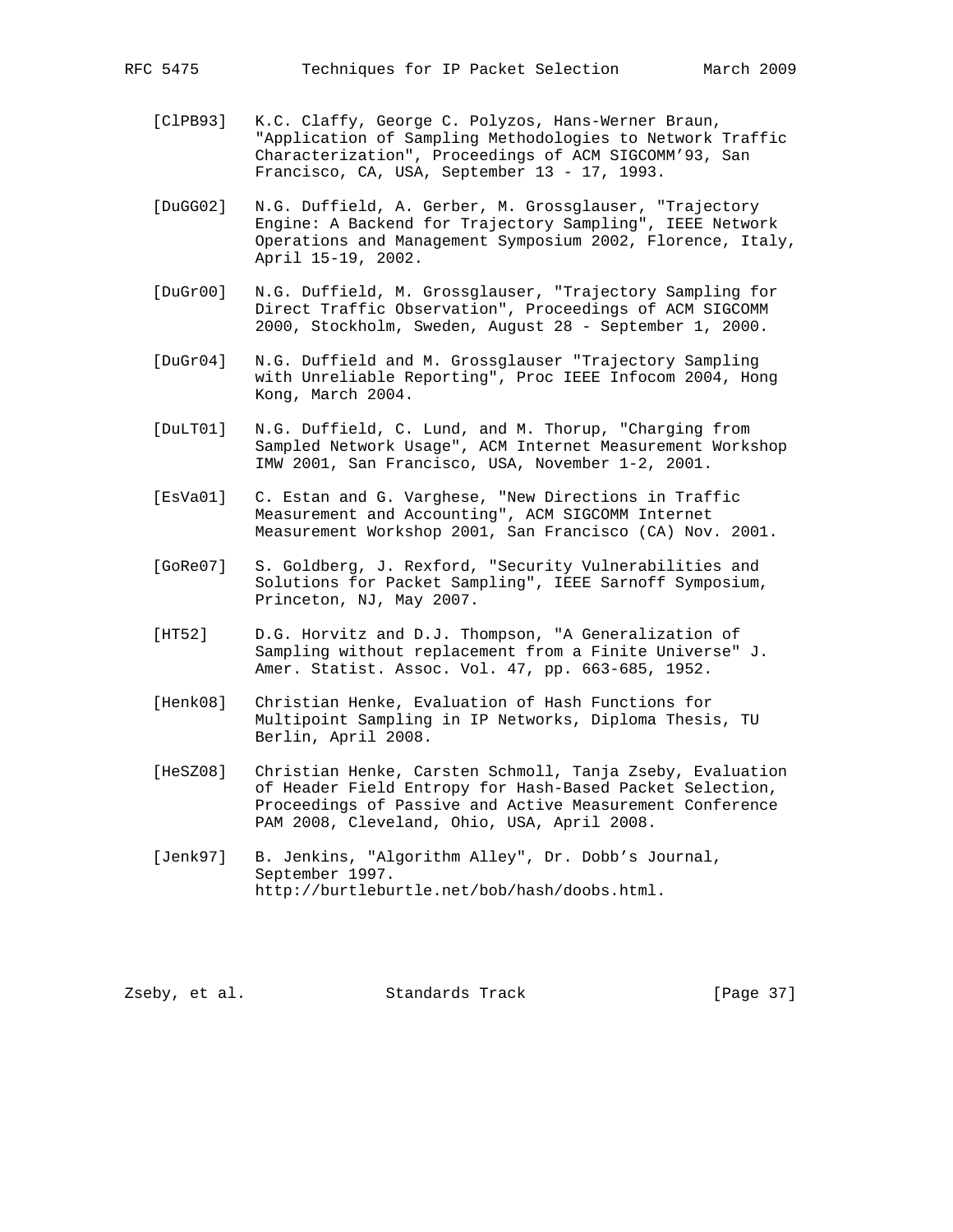[ClPB93] K.C. Claffy, George C. Polyzos, Hans-Werner Braun, "Application of Sampling Methodologies to Network Traffic Characterization", Proceedings of ACM SIGCOMM'93, San Francisco, CA, USA, September 13 - 17, 1993.

[DuGG02] N.G. Duffield, A. Gerber, M. Grossglauser, "Trajectory Engine: A Backend for Trajectory Sampling", IEEE Network Operations and Management Symposium 2002, Florence, Italy, April 15-19, 2002.

[DuGr00] N.G. Duffield, M. Grossglauser, "Trajectory Sampling for Direct Traffic Observation", Proceedings of ACM SIGCOMM 2000, Stockholm, Sweden, August 28 - September 1, 2000.

[DuGr04] N.G. Duffield and M. Grossglauser "Trajectory Sampling with Unreliable Reporting", Proc IEEE Infocom 2004, Hong Kong, March 2004.

[DuLT01] N.G. Duffield, C. Lund, and M. Thorup, "Charging from Sampled Network Usage", ACM Internet Measurement Workshop IMW 2001, San Francisco, USA, November 1-2, 2001.

[EsVa01] C. Estan and G. Varghese, "New Directions in Traffic Measurement and Accounting", ACM SIGCOMM Internet Measurement Workshop 2001, San Francisco (CA) Nov. 2001.

[GoRe07] S. Goldberg, J. Rexford, "Security Vulnerabilities and Solutions for Packet Sampling", IEEE Sarnoff Symposium, Princeton, NJ, May 2007.

[HT52] D.G. Horvitz and D.J. Thompson, "A Generalization of Sampling without replacement from a Finite Universe" J. Amer. Statist. Assoc. Vol. 47, pp. 663-685, 1952.

[Henk08] Christian Henke, Evaluation of Hash Functions for Multipoint Sampling in IP Networks, Diploma Thesis, TU Berlin, April 2008.

[HeSZ08] Christian Henke, Carsten Schmoll, Tanja Zseby, Evaluation of Header Field Entropy for Hash-Based Packet Selection, Proceedings of Passive and Active Measurement Conference PAM 2008, Cleveland, Ohio, USA, April 2008.

[Jenk97] B. Jenkins, "Algorithm Alley", Dr. Dobb's Journal, September 1997. http://burtleburtle.net/bob/hash/doobs.html.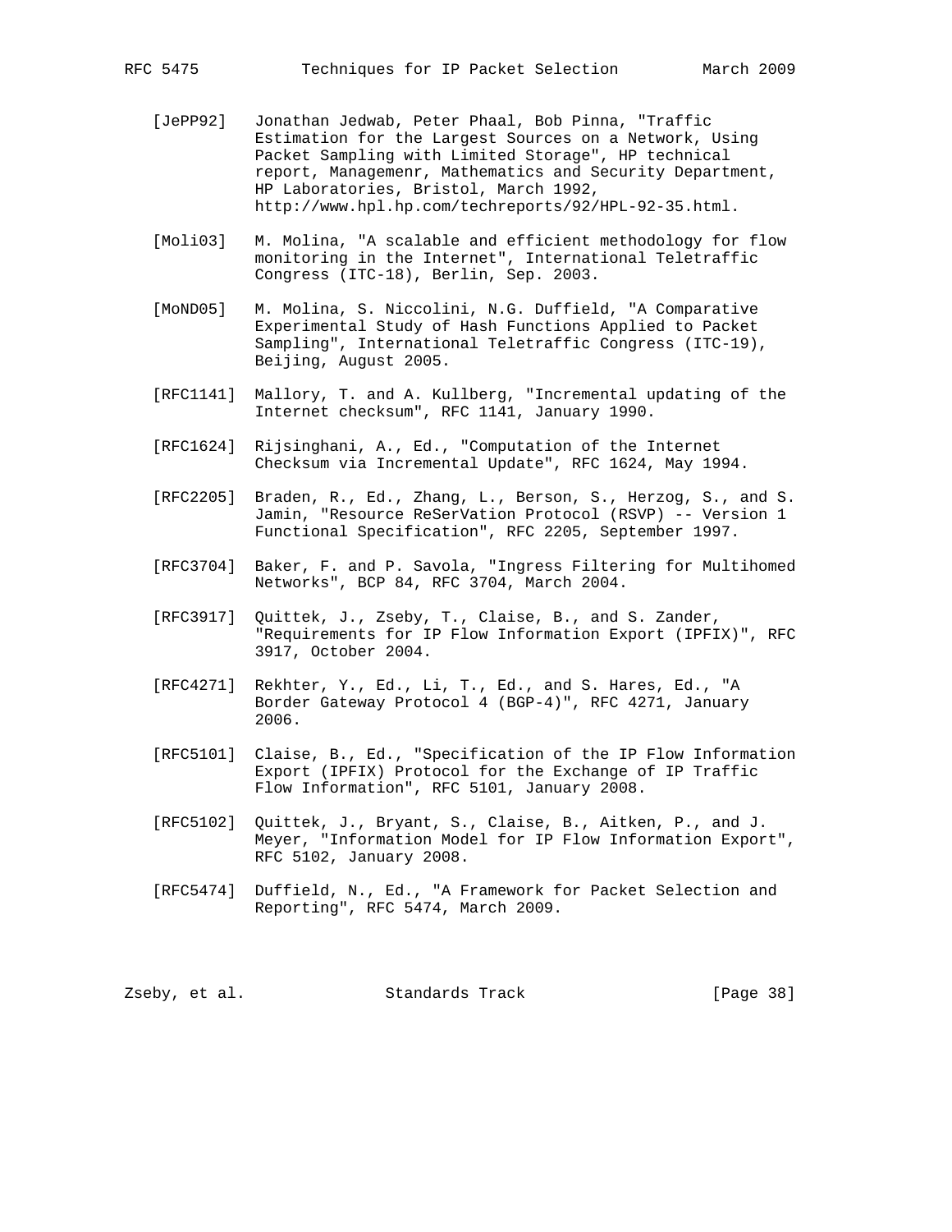[JePP92] Jonathan Jedwab, Peter Phaal, Bob Pinna, "Traffic Estimation for the Largest Sources on a Network, Using Packet Sampling with Limited Storage", HP technical report, Managemenr, Mathematics and Security Department, HP Laboratories, Bristol, March 1992, http://www.hpl.hp.com/techreports/92/HPL-92-35.html.

[Moli03] M. Molina, "A scalable and efficient methodology for flow monitoring in the Internet", International Teletraffic Congress (ITC-18), Berlin, Sep. 2003.

[MoND05] M. Molina, S. Niccolini, N.G. Duffield, "A Comparative Experimental Study of Hash Functions Applied to Packet Sampling", International Teletraffic Congress (ITC-19), Beijing, August 2005.

[RFC1141] Mallory, T. and A. Kullberg, "Incremental updating of the Internet checksum", RFC 1141, January 1990.

[RFC1624] Rijsinghani, A., Ed., "Computation of the Internet Checksum via Incremental Update", RFC 1624, May 1994.

[RFC2205] Braden, R., Ed., Zhang, L., Berson, S., Herzog, S., and S. Jamin, "Resource ReSerVation Protocol (RSVP) -- Version 1 Functional Specification", RFC 2205, September 1997.

[RFC3704] Baker, F. and P. Savola, "Ingress Filtering for Multihomed Networks", BCP 84, RFC 3704, March 2004.

[RFC3917] Quittek, J., Zseby, T., Claise, B., and S. Zander, "Requirements for IP Flow Information Export (IPFIX)", RFC 3917, October 2004.

[RFC4271] Rekhter, Y., Ed., Li, T., Ed., and S. Hares, Ed., "A Border Gateway Protocol 4 (BGP-4)", RFC 4271, January 2006.

[RFC5101] Claise, B., Ed., "Specification of the IP Flow Information Export (IPFIX) Protocol for the Exchange of IP Traffic Flow Information", RFC 5101, January 2008.

[RFC5102] Quittek, J., Bryant, S., Claise, B., Aitken, P., and J. Meyer, "Information Model for IP Flow Information Export", RFC 5102, January 2008.

[RFC5474] Duffield, N., Ed., "A Framework for Packet Selection and Reporting", RFC 5474, March 2009.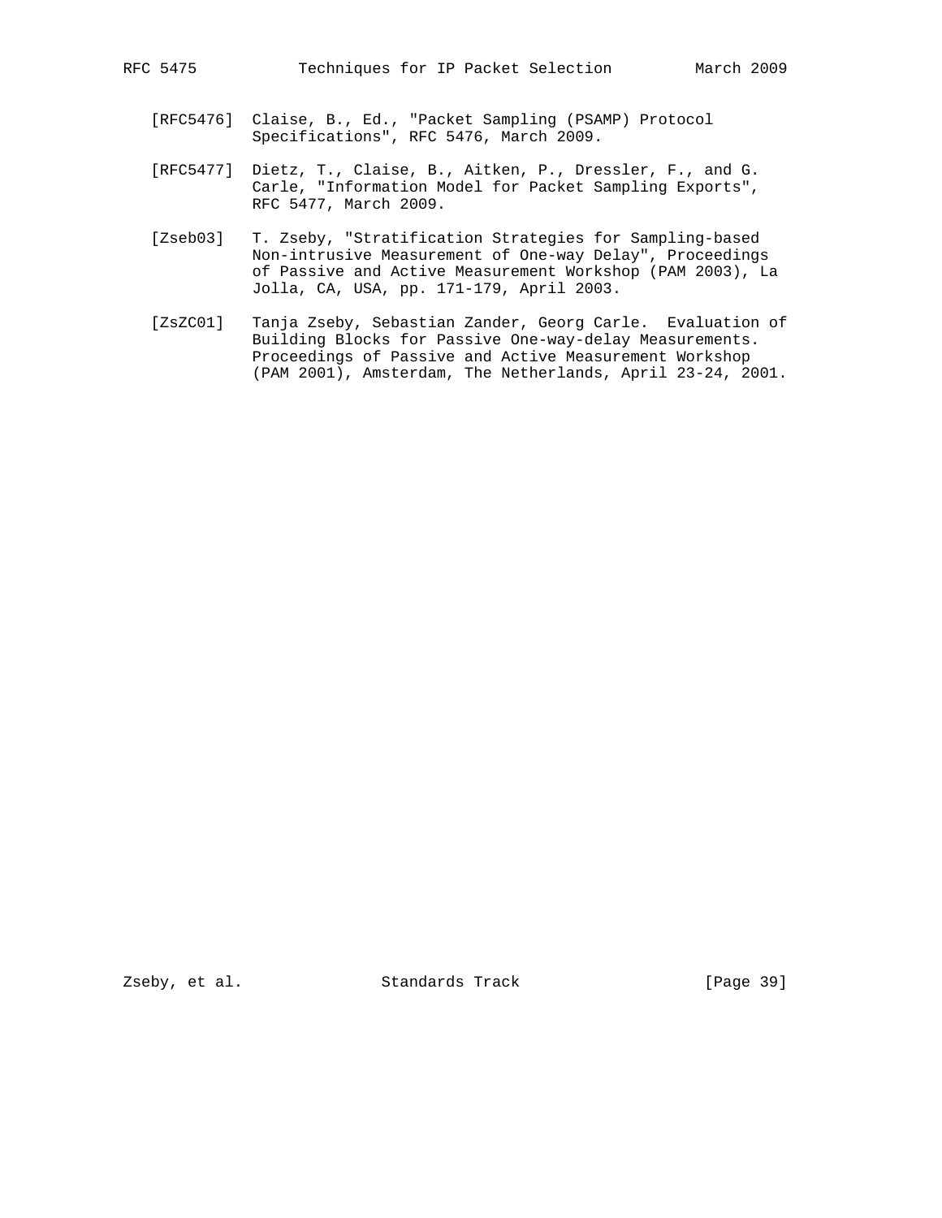[RFC5476] Claise, B., Ed., "Packet Sampling (PSAMP) Protocol Specifications", RFC 5476, March 2009.

[RFC5477] Dietz, T., Claise, B., Aitken, P., Dressler, F., and G. Carle, "Information Model for Packet Sampling Exports", RFC 5477, March 2009.

[Zseb03] T. Zseby, "Stratification Strategies for Sampling-based Non-intrusive Measurement of One-way Delay", Proceedings of Passive and Active Measurement Workshop (PAM 2003), La Jolla, CA, USA, pp. 171-179, April 2003.

[ZsZC01] Tanja Zseby, Sebastian Zander, Georg Carle. Evaluation of Building Blocks for Passive One-way-delay Measurements. Proceedings of Passive and Active Measurement Workshop (PAM 2001), Amsterdam, The Netherlands, April 23-24, 2001.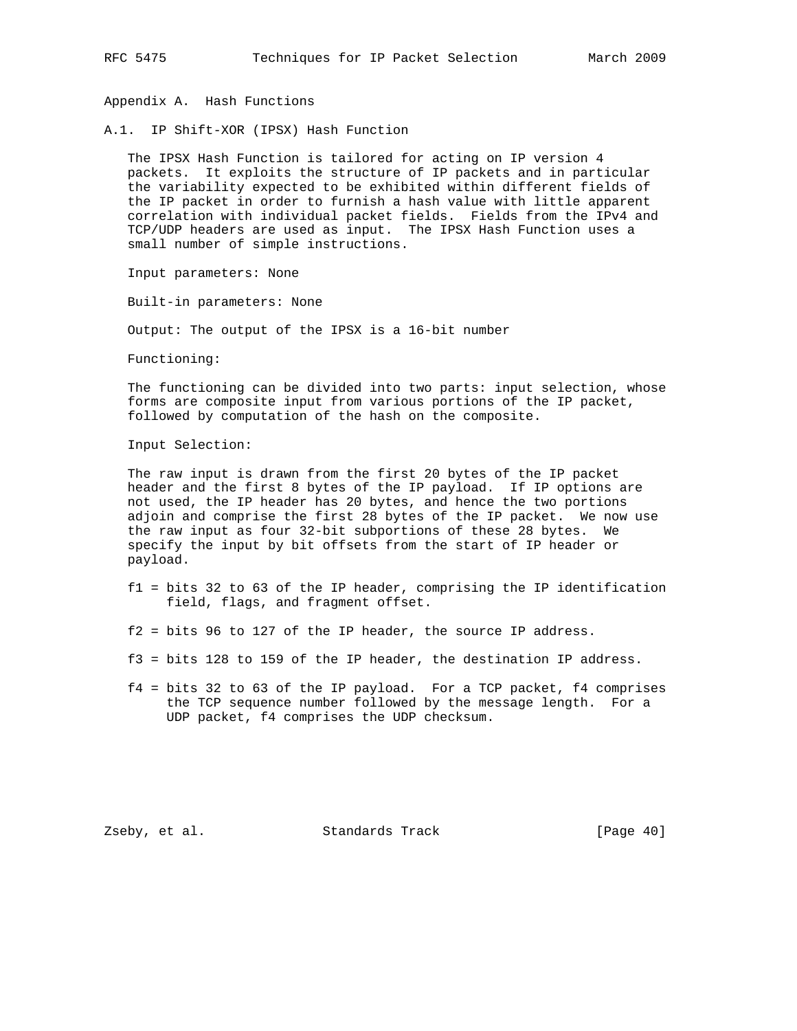# Appendix A. Hash Functions

## A.1. IP Shift-XOR (IPSX) Hash Function

The IPSX Hash Function is tailored for acting on IP version 4 packets. It exploits the structure of IP packets and in particular the variability expected to be exhibited within different fields of the IP packet in order to furnish a hash value with little apparent correlation with individual packet fields. Fields from the IPv4 and TCP/UDP headers are used as input. The IPSX Hash Function uses a small number of simple instructions.

Input parameters: None

Built-in parameters: None

Output: The output of the IPSX is a 16-bit number

Functioning:

The functioning can be divided into two parts: input selection, whose forms are composite input from various portions of the IP packet, followed by computation of the hash on the composite.

Input Selection:

The raw input is drawn from the first 20 bytes of the IP packet header and the first 8 bytes of the IP payload. If IP options are not used, the IP header has 20 bytes, and hence the two portions adjoin and comprise the first 28 bytes of the IP packet. We now use the raw input as four 32-bit subportions of these 28 bytes. We specify the input by bit offsets from the start of IP header or payload.

- f1 = bits 32 to 63 of the IP header, comprising the IP identification field, flags, and fragment offset.
- f2 = bits 96 to 127 of the IP header, the source IP address.
- f3 = bits 128 to 159 of the IP header, the destination IP address.
- f4 = bits 32 to 63 of the IP payload. For a TCP packet, f4 comprises the TCP sequence number followed by the message length. For a UDP packet, f4 comprises the UDP checksum.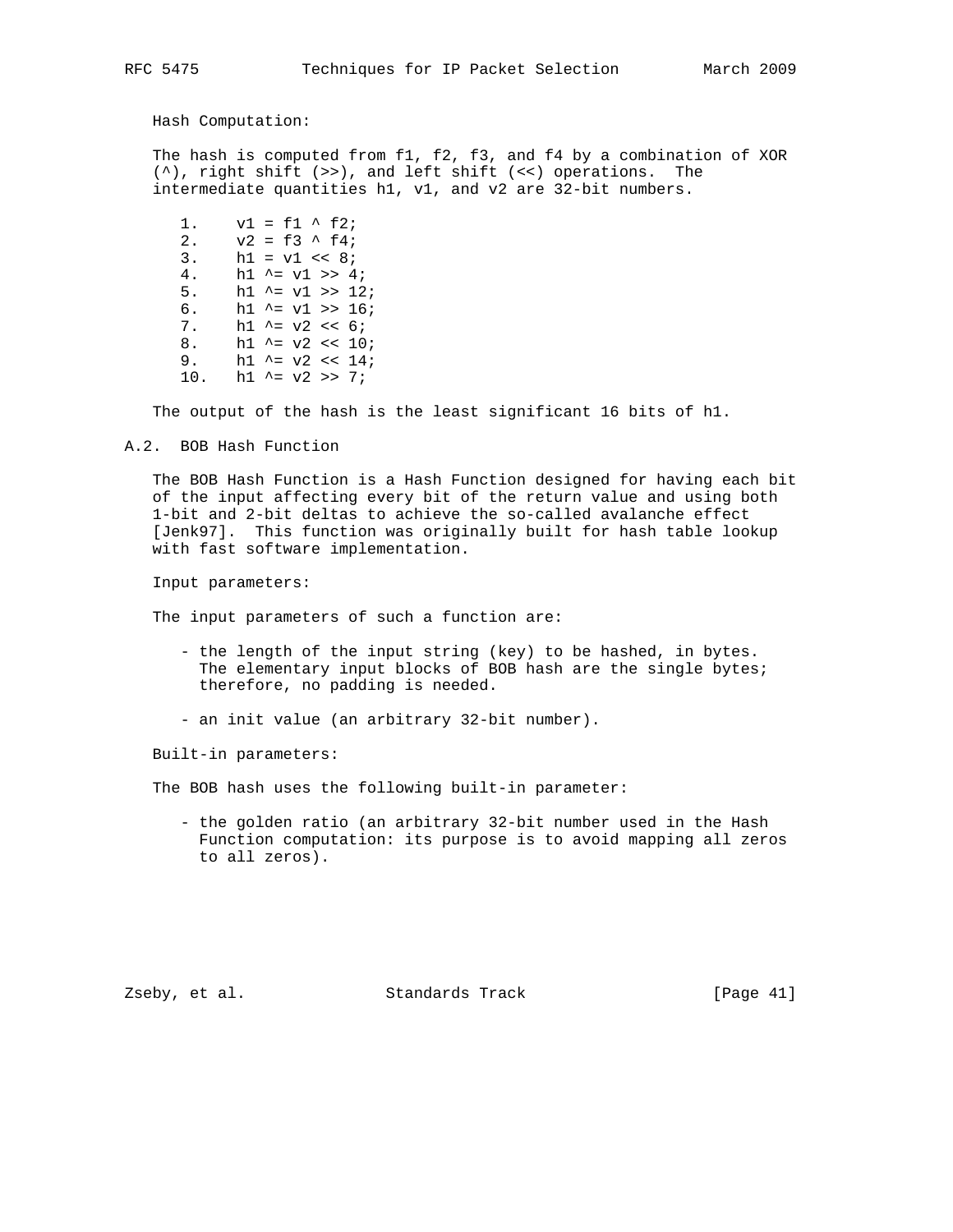Hash Computation:

The hash is computed from f1, f2, f3, and f4 by a combination of XOR (^), right shift (>>), and left shift (<<) operations. The intermediate quantities h1, v1, and v2 are 32-bit numbers.

```
1.    v1 = f1 ^ f2;
2.    v2 = f3 ^ f4;
3.    h1 = v1 << 8;
4.    h1 ^= v1 >> 4;
5.    h1 ^= v1 >> 12;
6.    h1 ^= v1 >> 16;
7.    h1 ^= v2 << 6;
8.    h1 ^= v2 << 10;
9.    h1 ^= v2 << 14;
10.   h1 ^= v2 >> 7;
```

The output of the hash is the least significant 16 bits of h1.

## A.2. BOB Hash Function

The BOB Hash Function is a Hash Function designed for having each bit of the input affecting every bit of the return value and using both 1-bit and 2-bit deltas to achieve the so-called avalanche effect [Jenk97]. This function was originally built for hash table lookup with fast software implementation.

Input parameters:

The input parameters of such a function are:

- the length of the input string (key) to be hashed, in bytes. The elementary input blocks of BOB hash are the single bytes; therefore, no padding is needed.

- an init value (an arbitrary 32-bit number).

Built-in parameters:

The BOB hash uses the following built-in parameter:

- the golden ratio (an arbitrary 32-bit number used in the Hash Function computation: its purpose is to avoid mapping all zeros to all zeros).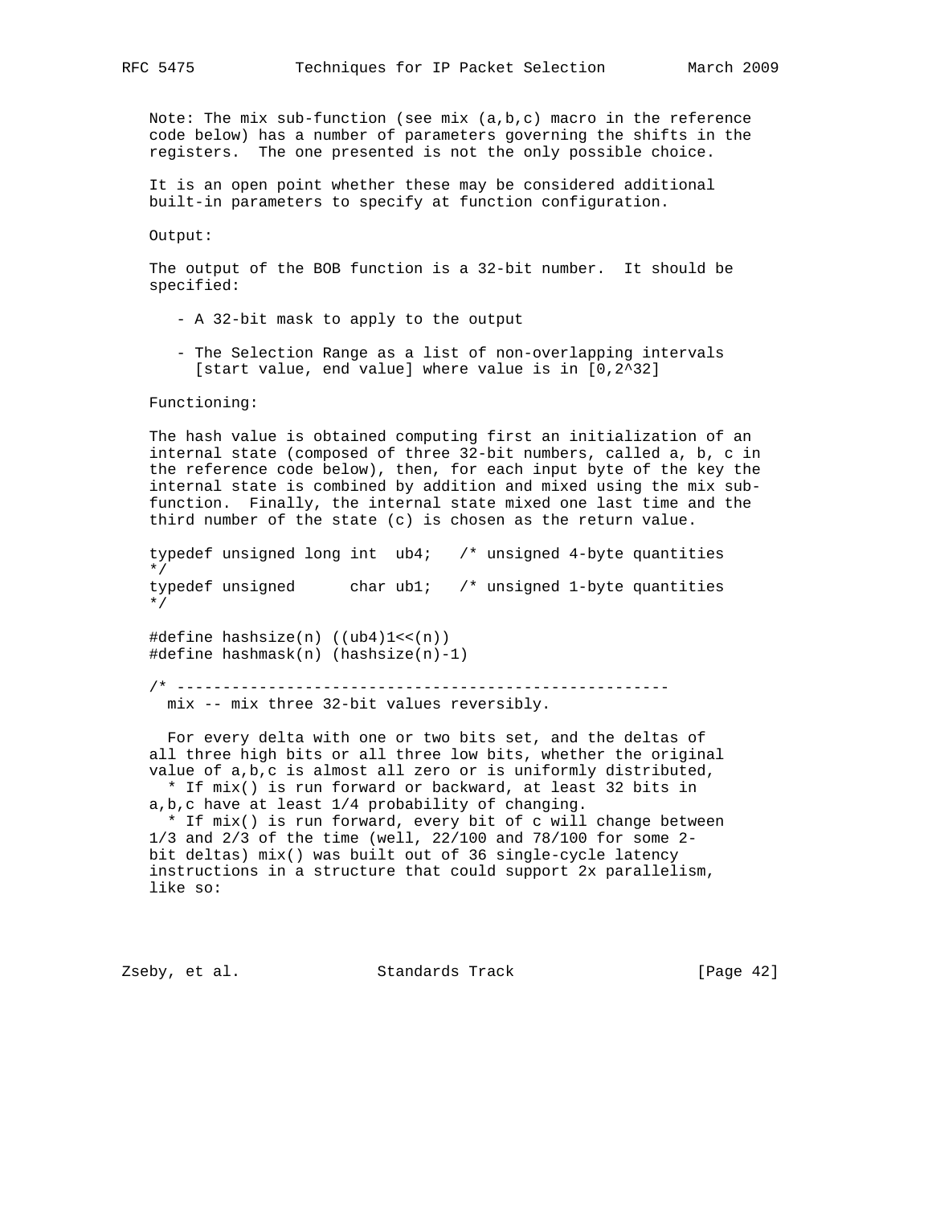Note: The mix sub-function (see mix (a,b,c) macro in the reference code below) has a number of parameters governing the shifts in the registers. The one presented is not the only possible choice.

It is an open point whether these may be considered additional built-in parameters to specify at function configuration.

Output:

The output of the BOB function is a 32-bit number. It should be specified:

- A 32-bit mask to apply to the output

- The Selection Range as a list of non-overlapping intervals [start value, end value] where value is in [0,2^32]

Functioning:

The hash value is obtained computing first an initialization of an internal state (composed of three 32-bit numbers, called a, b, c in the reference code below), then, for each input byte of the key the internal state is combined by addition and mixed using the mix sub-function. Finally, the internal state mixed one last time and the third number of the state (c) is chosen as the return value.

```
typedef unsigned long int  ub4;   /* unsigned 4-byte quantities
*/
typedef unsigned      char ub1;   /* unsigned 1-byte quantities
*/

#define hashsize(n) ((ub4)1<<(n))
#define hashmask(n) (hashsize(n)-1)

/* --------------------------------------------------------
  mix -- mix three 32-bit values reversibly.

  For every delta with one or two bits set, and the deltas of
all three high bits or all three low bits, whether the original
value of a,b,c is almost all zero or is uniformly distributed,
  * If mix() is run forward or backward, at least 32 bits in
a,b,c have at least 1/4 probability of changing.
  * If mix() is run forward, every bit of c will change between
1/3 and 2/3 of the time (well, 22/100 and 78/100 for some 2-
bit deltas) mix() was built out of 36 single-cycle latency
instructions in a structure that could support 2x parallelism,
like so:
```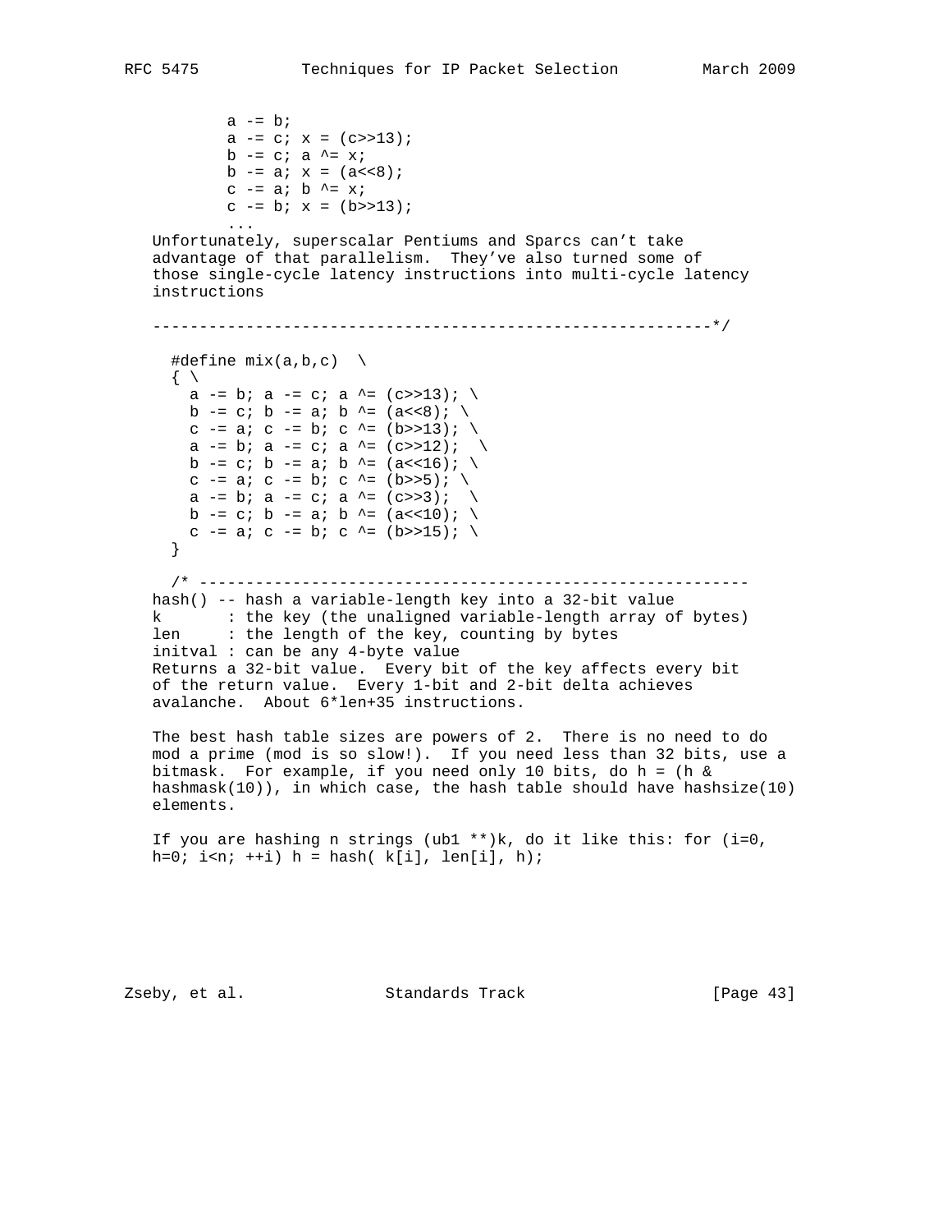```
          a -= b;
          a -= c; x = (c>>13);
          b -= c; a ^= x;
          b -= a; x = (a<<8);
          c -= a; b ^= x;
          c -= b; x = (b>>13);
          ...
```

Unfortunately, superscalar Pentiums and Sparcs can't take advantage of that parallelism. They've also turned some of those single-cycle latency instructions into multi-cycle latency instructions

```
   ------------------------------------------------------------*/

     #define mix(a,b,c)  \
     { \
       a -= b; a -= c; a ^= (c>>13); \
       b -= c; b -= a; b ^= (a<<8); \
       c -= a; c -= b; c ^= (b>>13); \
       a -= b; a -= c; a ^= (c>>12);  \
       b -= c; b -= a; b ^= (a<<16); \
       c -= a; c -= b; c ^= (b>>5); \
       a -= b; a -= c; a ^= (c>>3);  \
       b -= c; b -= a; b ^= (a<<10); \
       c -= a; c -= b; c ^= (b>>15); \
     }

     /* ------------------------------------------------------------
```

hash() -- hash a variable-length key into a 32-bit value
k       : the key (the unaligned variable-length array of bytes)
len     : the length of the key, counting by bytes
initval : can be any 4-byte value
Returns a 32-bit value.  Every bit of the key affects every bit of the return value.  Every 1-bit and 2-bit delta achieves avalanche.  About 6*len+35 instructions.

The best hash table sizes are powers of 2.  There is no need to do mod a prime (mod is so slow!).  If you need less than 32 bits, use a bitmask.  For example, if you need only 10 bits, do h = (h & hashmask(10)), in which case, the hash table should have hashsize(10) elements.

If you are hashing n strings (ub1 **)k, do it like this: for (i=0, h=0; i<n; ++i) h = hash( k[i], len[i], h);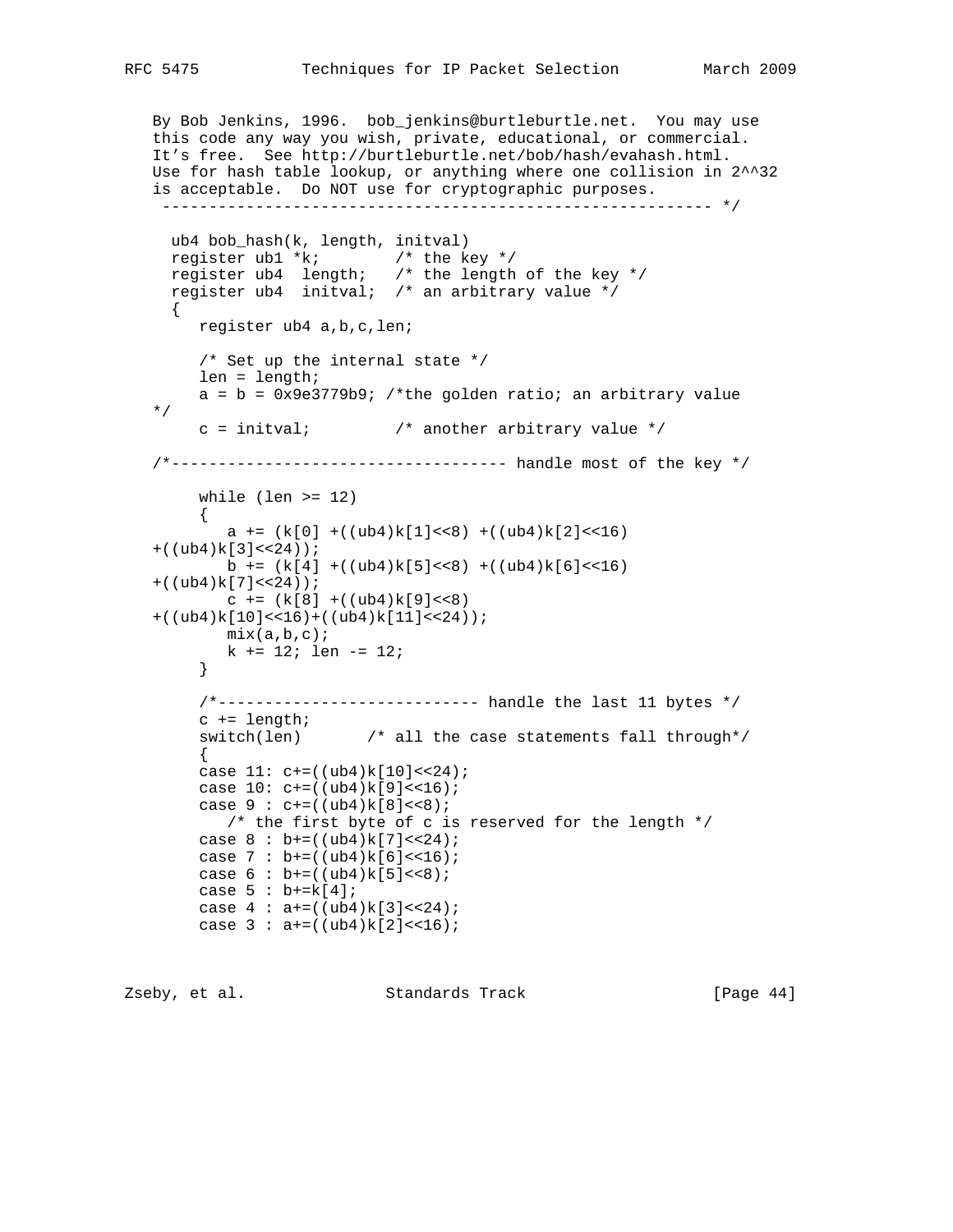```
   By Bob Jenkins, 1996.  bob_jenkins@burtleburtle.net.  You may use
   this code any way you wish, private, educational, or commercial.
   It's free.  See http://burtleburtle.net/bob/hash/evahash.html.
   Use for hash table lookup, or anything where one collision in 2^^32
   is acceptable.  Do NOT use for cryptographic purposes.
    ---------------------------------------------------------- */

     ub4 bob_hash(k, length, initval)
     register ub1 *k;        /* the key */
     register ub4  length;   /* the length of the key */
     register ub4  initval;  /* an arbitrary value */
     {
        register ub4 a,b,c,len;

        /* Set up the internal state */
        len = length;
        a = b = 0x9e3779b9; /*the golden ratio; an arbitrary value
   */
        c = initval;         /* another arbitrary value */

   /*------------------------------------ handle most of the key */

        while (len >= 12)
        {
           a += (k[0] +((ub4)k[1]<<8) +((ub4)k[2]<<16)
   +((ub4)k[3]<<24));
           b += (k[4] +((ub4)k[5]<<8) +((ub4)k[6]<<16)
   +((ub4)k[7]<<24));
           c += (k[8] +((ub4)k[9]<<8)
   +((ub4)k[10]<<16)+((ub4)k[11]<<24));
           mix(a,b,c);
           k += 12; len -= 12;
        }

        /*---------------------------- handle the last 11 bytes */
        c += length;
        switch(len)       /* all the case statements fall through*/
        {
        case 11: c+=((ub4)k[10]<<24);
        case 10: c+=((ub4)k[9]<<16);
        case 9 : c+=((ub4)k[8]<<8);
           /* the first byte of c is reserved for the length */
        case 8 : b+=((ub4)k[7]<<24);
        case 7 : b+=((ub4)k[6]<<16);
        case 6 : b+=((ub4)k[5]<<8);
        case 5 : b+=k[4];
        case 4 : a+=((ub4)k[3]<<24);
        case 3 : a+=((ub4)k[2]<<16);
```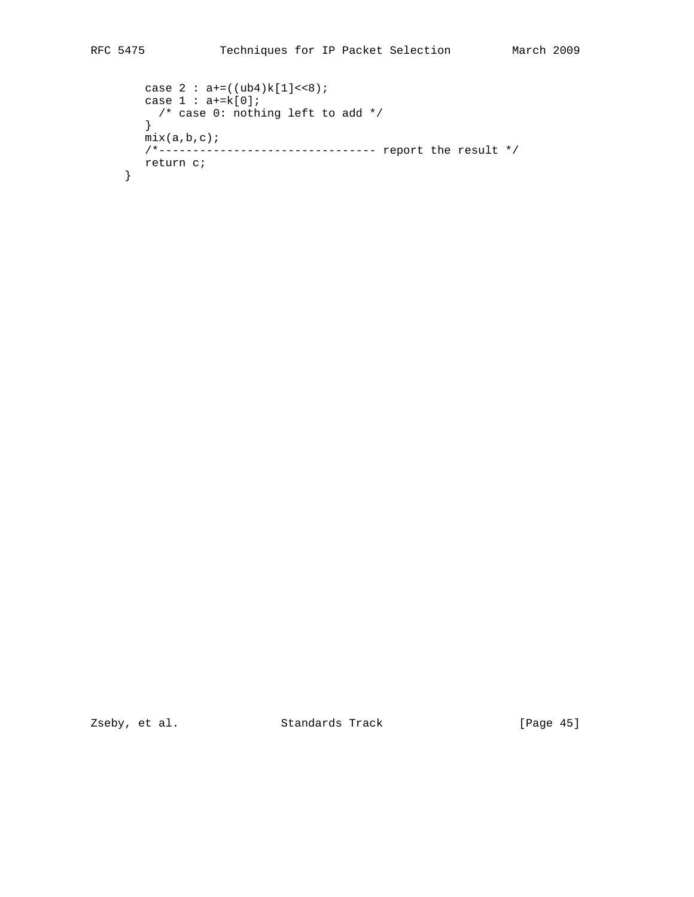```
       case 2 : a+=((ub4)k[1]<<8);
       case 1 : a+=k[0];
         /* case 0: nothing left to add */
       }
       mix(a,b,c);
       /*-------------------------------- report the result */
       return c;
    }
```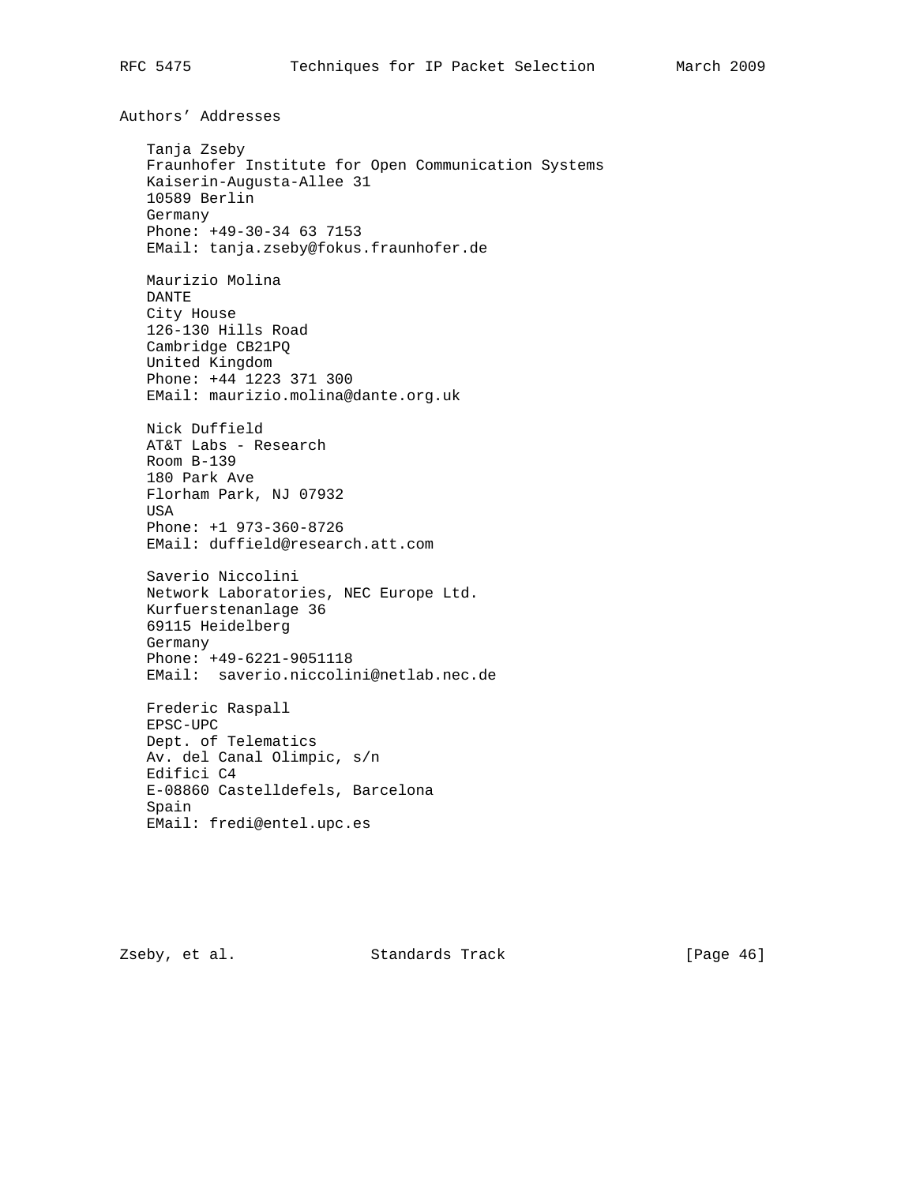## Authors' Addresses

Tanja Zseby
Fraunhofer Institute for Open Communication Systems
Kaiserin-Augusta-Allee 31
10589 Berlin
Germany
Phone: +49-30-34 63 7153
EMail: tanja.zseby@fokus.fraunhofer.de

Maurizio Molina
DANTE
City House
126-130 Hills Road
Cambridge CB21PQ
United Kingdom
Phone: +44 1223 371 300
EMail: maurizio.molina@dante.org.uk

Nick Duffield
AT&T Labs - Research
Room B-139
180 Park Ave
Florham Park, NJ 07932
USA
Phone: +1 973-360-8726
EMail: duffield@research.att.com

Saverio Niccolini
Network Laboratories, NEC Europe Ltd.
Kurfuerstenanlage 36
69115 Heidelberg
Germany
Phone: +49-6221-9051118
EMail: saverio.niccolini@netlab.nec.de

Frederic Raspall
EPSC-UPC
Dept. of Telematics
Av. del Canal Olimpic, s/n
Edifici C4
E-08860 Castelldefels, Barcelona
Spain
EMail: fredi@entel.upc.es